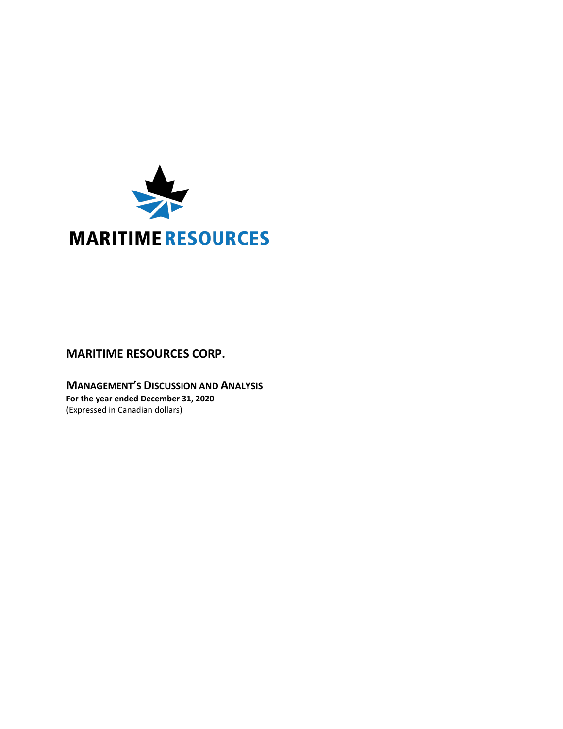MARITIME RESOURCES

# MARITIME RESOURCES CORP.

## MANAGEMENT'S DISCUSSION AND ANALYSIS

**For the year ended December 31, 2020**

(Expressed in Canadian dollars)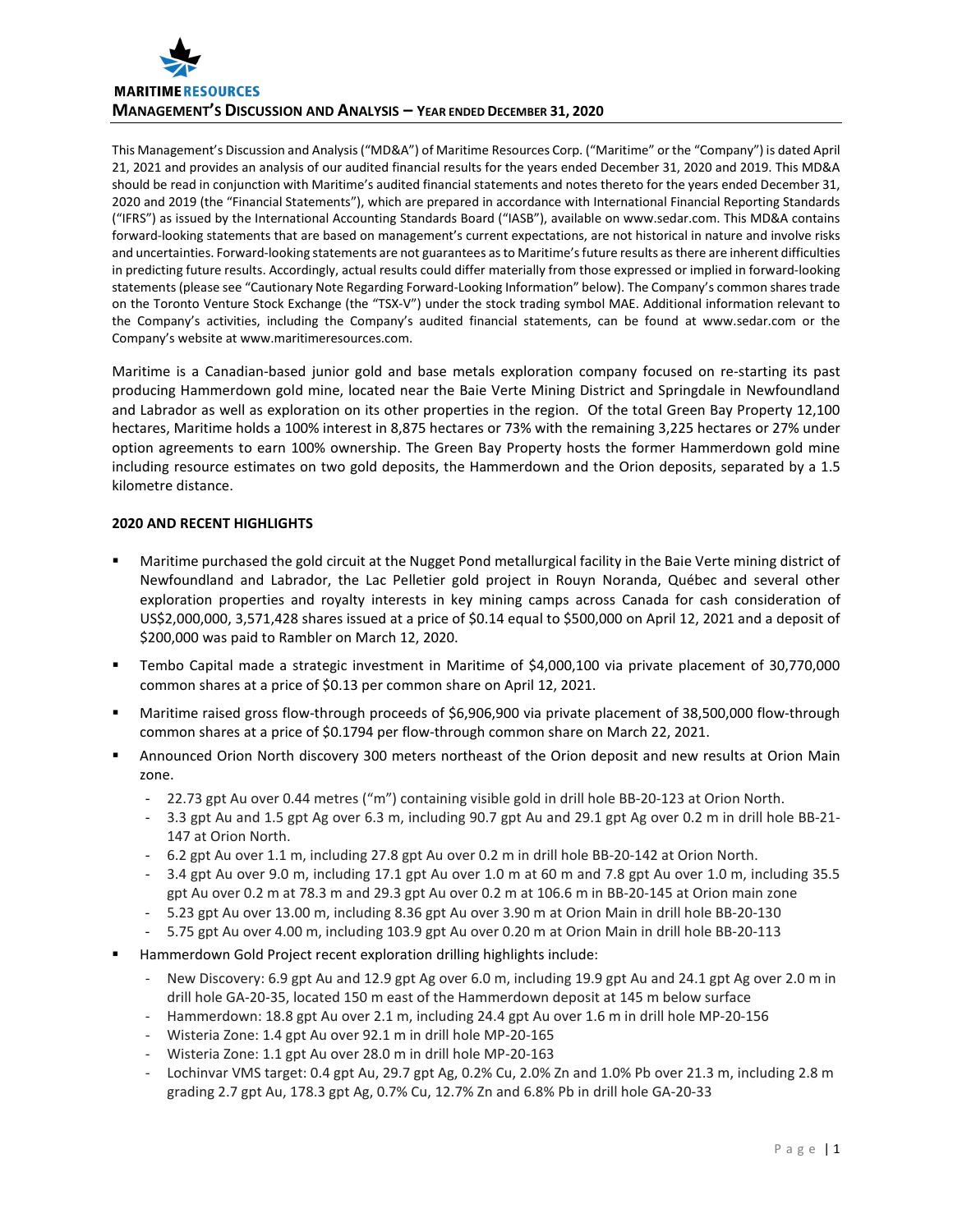This Management's Discussion and Analysis ("MD&A") of Maritime Resources Corp. ("Maritime" or the "Company") is dated April 21, 2021 and provides an analysis of our audited financial results for the years ended December 31, 2020 and 2019. This MD&A should be read in conjunction with Maritime's audited financial statements and notes thereto for the years ended December 31, 2020 and 2019 (the "Financial Statements"), which are prepared in accordance with International Financial Reporting Standards ("IFRS") as issued by the International Accounting Standards Board ("IASB"), available on www.sedar.com. This MD&A contains forward-looking statements that are based on management's current expectations, are not historical in nature and involve risks and uncertainties. Forward-looking statements are not guarantees as to Maritime's future results as there are inherent difficulties in predicting future results. Accordingly, actual results could differ materially from those expressed or implied in forward-looking statements (please see "Cautionary Note Regarding Forward-Looking Information" below). The Company's common shares trade on the Toronto Venture Stock Exchange (the "TSX-V") under the stock trading symbol MAE. Additional information relevant to the Company's activities, including the Company's audited financial statements, can be found at www.sedar.com or the Company's website at www.maritimeresources.com.

Maritime is a Canadian-based junior gold and base metals exploration company focused on re-starting its past producing Hammerdown gold mine, located near the Baie Verte Mining District and Springdale in Newfoundland and Labrador as well as exploration on its other properties in the region. Of the total Green Bay Property 12,100 hectares, Maritime holds a 100% interest in 8,875 hectares or 73% with the remaining 3,225 hectares or 27% under option agreements to earn 100% ownership. The Green Bay Property hosts the former Hammerdown gold mine including resource estimates on two gold deposits, the Hammerdown and the Orion deposits, separated by a 1.5 kilometre distance.

**2020 AND RECENT HIGHLIGHTS**

- Maritime purchased the gold circuit at the Nugget Pond metallurgical facility in the Baie Verte mining district of Newfoundland and Labrador, the Lac Pelletier gold project in Rouyn Noranda, Québec and several other exploration properties and royalty interests in key mining camps across Canada for cash consideration of US$2,000,000, 3,571,428 shares issued at a price of $0.14 equal to $500,000 on April 12, 2021 and a deposit of $200,000 was paid to Rambler on March 12, 2020.
- Tembo Capital made a strategic investment in Maritime of $4,000,100 via private placement of 30,770,000 common shares at a price of $0.13 per common share on April 12, 2021.
- Maritime raised gross flow-through proceeds of $6,906,900 via private placement of 38,500,000 flow-through common shares at a price of $0.1794 per flow-through common share on March 22, 2021.
- Announced Orion North discovery 300 meters northeast of the Orion deposit and new results at Orion Main zone.
  - 22.73 gpt Au over 0.44 metres ("m") containing visible gold in drill hole BB-20-123 at Orion North.
  - 3.3 gpt Au and 1.5 gpt Ag over 6.3 m, including 90.7 gpt Au and 29.1 gpt Ag over 0.2 m in drill hole BB-21-147 at Orion North.
  - 6.2 gpt Au over 1.1 m, including 27.8 gpt Au over 0.2 m in drill hole BB-20-142 at Orion North.
  - 3.4 gpt Au over 9.0 m, including 17.1 gpt Au over 1.0 m at 60 m and 7.8 gpt Au over 1.0 m, including 35.5 gpt Au over 0.2 m at 78.3 m and 29.3 gpt Au over 0.2 m at 106.6 m in BB-20-145 at Orion main zone
  - 5.23 gpt Au over 13.00 m, including 8.36 gpt Au over 3.90 m at Orion Main in drill hole BB-20-130
  - 5.75 gpt Au over 4.00 m, including 103.9 gpt Au over 0.20 m at Orion Main in drill hole BB-20-113
- Hammerdown Gold Project recent exploration drilling highlights include:
  - New Discovery: 6.9 gpt Au and 12.9 gpt Ag over 6.0 m, including 19.9 gpt Au and 24.1 gpt Ag over 2.0 m in drill hole GA-20-35, located 150 m east of the Hammerdown deposit at 145 m below surface
  - Hammerdown: 18.8 gpt Au over 2.1 m, including 24.4 gpt Au over 1.6 m in drill hole MP-20-156
  - Wisteria Zone: 1.4 gpt Au over 92.1 m in drill hole MP-20-165
  - Wisteria Zone: 1.1 gpt Au over 28.0 m in drill hole MP-20-163
  - Lochinvar VMS target: 0.4 gpt Au, 29.7 gpt Ag, 0.2% Cu, 2.0% Zn and 1.0% Pb over 21.3 m, including 2.8 m grading 2.7 gpt Au, 178.3 gpt Ag, 0.7% Cu, 12.7% Zn and 6.8% Pb in drill hole GA-20-33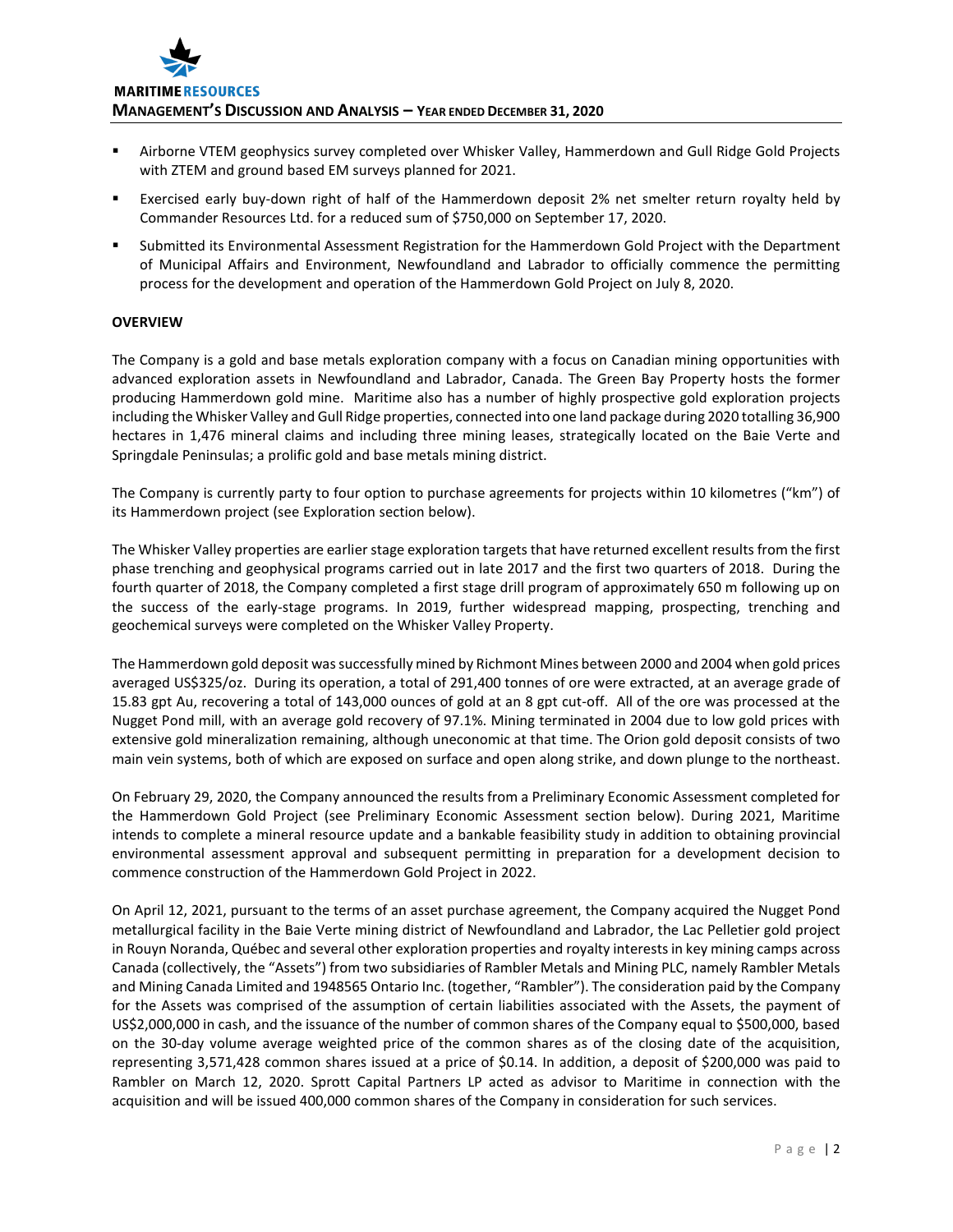- Airborne VTEM geophysics survey completed over Whisker Valley, Hammerdown and Gull Ridge Gold Projects with ZTEM and ground based EM surveys planned for 2021.
- Exercised early buy-down right of half of the Hammerdown deposit 2% net smelter return royalty held by Commander Resources Ltd. for a reduced sum of $750,000 on September 17, 2020.
- Submitted its Environmental Assessment Registration for the Hammerdown Gold Project with the Department of Municipal Affairs and Environment, Newfoundland and Labrador to officially commence the permitting process for the development and operation of the Hammerdown Gold Project on July 8, 2020.

**OVERVIEW**

The Company is a gold and base metals exploration company with a focus on Canadian mining opportunities with advanced exploration assets in Newfoundland and Labrador, Canada. The Green Bay Property hosts the former producing Hammerdown gold mine. Maritime also has a number of highly prospective gold exploration projects including the Whisker Valley and Gull Ridge properties, connected into one land package during 2020 totalling 36,900 hectares in 1,476 mineral claims and including three mining leases, strategically located on the Baie Verte and Springdale Peninsulas; a prolific gold and base metals mining district.

The Company is currently party to four option to purchase agreements for projects within 10 kilometres ("km") of its Hammerdown project (see Exploration section below).

The Whisker Valley properties are earlier stage exploration targets that have returned excellent results from the first phase trenching and geophysical programs carried out in late 2017 and the first two quarters of 2018. During the fourth quarter of 2018, the Company completed a first stage drill program of approximately 650 m following up on the success of the early-stage programs. In 2019, further widespread mapping, prospecting, trenching and geochemical surveys were completed on the Whisker Valley Property.

The Hammerdown gold deposit was successfully mined by Richmont Mines between 2000 and 2004 when gold prices averaged US$325/oz. During its operation, a total of 291,400 tonnes of ore were extracted, at an average grade of 15.83 gpt Au, recovering a total of 143,000 ounces of gold at an 8 gpt cut-off. All of the ore was processed at the Nugget Pond mill, with an average gold recovery of 97.1%. Mining terminated in 2004 due to low gold prices with extensive gold mineralization remaining, although uneconomic at that time. The Orion gold deposit consists of two main vein systems, both of which are exposed on surface and open along strike, and down plunge to the northeast.

On February 29, 2020, the Company announced the results from a Preliminary Economic Assessment completed for the Hammerdown Gold Project (see Preliminary Economic Assessment section below). During 2021, Maritime intends to complete a mineral resource update and a bankable feasibility study in addition to obtaining provincial environmental assessment approval and subsequent permitting in preparation for a development decision to commence construction of the Hammerdown Gold Project in 2022.

On April 12, 2021, pursuant to the terms of an asset purchase agreement, the Company acquired the Nugget Pond metallurgical facility in the Baie Verte mining district of Newfoundland and Labrador, the Lac Pelletier gold project in Rouyn Noranda, Québec and several other exploration properties and royalty interests in key mining camps across Canada (collectively, the "Assets") from two subsidiaries of Rambler Metals and Mining PLC, namely Rambler Metals and Mining Canada Limited and 1948565 Ontario Inc. (together, "Rambler"). The consideration paid by the Company for the Assets was comprised of the assumption of certain liabilities associated with the Assets, the payment of US$2,000,000 in cash, and the issuance of the number of common shares of the Company equal to $500,000, based on the 30-day volume average weighted price of the common shares as of the closing date of the acquisition, representing 3,571,428 common shares issued at a price of $0.14. In addition, a deposit of $200,000 was paid to Rambler on March 12, 2020. Sprott Capital Partners LP acted as advisor to Maritime in connection with the acquisition and will be issued 400,000 common shares of the Company in consideration for such services.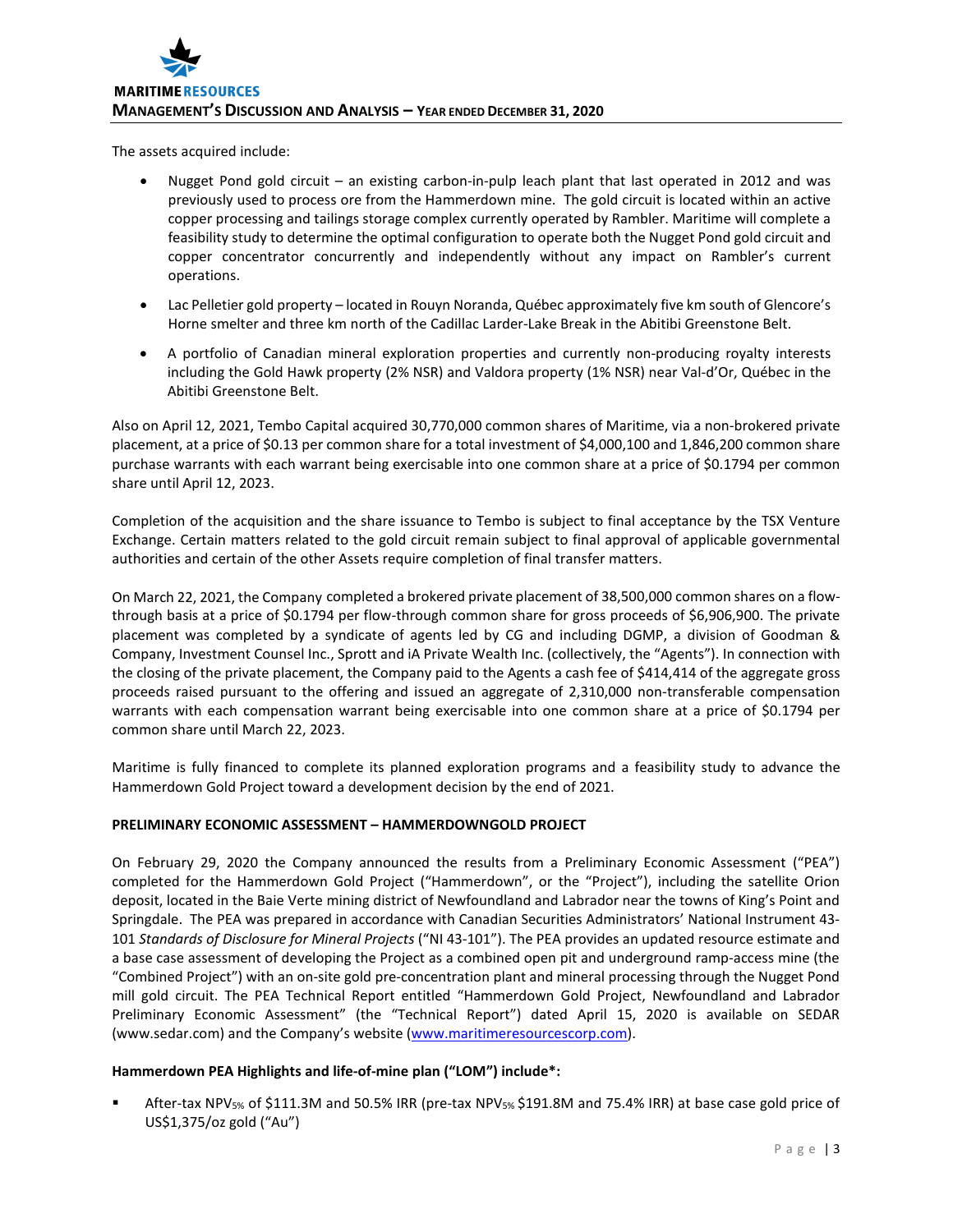The assets acquired include:

- Nugget Pond gold circuit – an existing carbon-in-pulp leach plant that last operated in 2012 and was previously used to process ore from the Hammerdown mine. The gold circuit is located within an active copper processing and tailings storage complex currently operated by Rambler. Maritime will complete a feasibility study to determine the optimal configuration to operate both the Nugget Pond gold circuit and copper concentrator concurrently and independently without any impact on Rambler's current operations.
- Lac Pelletier gold property – located in Rouyn Noranda, Québec approximately five km south of Glencore's Horne smelter and three km north of the Cadillac Larder-Lake Break in the Abitibi Greenstone Belt.
- A portfolio of Canadian mineral exploration properties and currently non-producing royalty interests including the Gold Hawk property (2% NSR) and Valdora property (1% NSR) near Val-d'Or, Québec in the Abitibi Greenstone Belt.

Also on April 12, 2021, Tembo Capital acquired 30,770,000 common shares of Maritime, via a non-brokered private placement, at a price of $0.13 per common share for a total investment of $4,000,100 and 1,846,200 common share purchase warrants with each warrant being exercisable into one common share at a price of $0.1794 per common share until April 12, 2023.

Completion of the acquisition and the share issuance to Tembo is subject to final acceptance by the TSX Venture Exchange. Certain matters related to the gold circuit remain subject to final approval of applicable governmental authorities and certain of the other Assets require completion of final transfer matters.

On March 22, 2021, the Company completed a brokered private placement of 38,500,000 common shares on a flow-through basis at a price of $0.1794 per flow-through common share for gross proceeds of $6,906,900. The private placement was completed by a syndicate of agents led by CG and including DGMP, a division of Goodman & Company, Investment Counsel Inc., Sprott and iA Private Wealth Inc. (collectively, the "Agents"). In connection with the closing of the private placement, the Company paid to the Agents a cash fee of $414,414 of the aggregate gross proceeds raised pursuant to the offering and issued an aggregate of 2,310,000 non-transferable compensation warrants with each compensation warrant being exercisable into one common share at a price of $0.1794 per common share until March 22, 2023.

Maritime is fully financed to complete its planned exploration programs and a feasibility study to advance the Hammerdown Gold Project toward a development decision by the end of 2021.

**PRELIMINARY ECONOMIC ASSESSMENT – HAMMERDOWNGOLD PROJECT**

On February 29, 2020 the Company announced the results from a Preliminary Economic Assessment ("PEA") completed for the Hammerdown Gold Project ("Hammerdown", or the "Project"), including the satellite Orion deposit, located in the Baie Verte mining district of Newfoundland and Labrador near the towns of King's Point and Springdale. The PEA was prepared in accordance with Canadian Securities Administrators' National Instrument 43-101 *Standards of Disclosure for Mineral Projects* ("NI 43-101"). The PEA provides an updated resource estimate and a base case assessment of developing the Project as a combined open pit and underground ramp-access mine (the "Combined Project") with an on-site gold pre-concentration plant and mineral processing through the Nugget Pond mill gold circuit. The PEA Technical Report entitled "Hammerdown Gold Project, Newfoundland and Labrador Preliminary Economic Assessment" (the "Technical Report") dated April 15, 2020 is available on SEDAR (www.sedar.com) and the Company's website (www.maritimeresourcescorp.com).

**Hammerdown PEA Highlights and life-of-mine plan ("LOM") include*:**

- After-tax $NPV_{5\%}$ of $111.3M and 50.5% IRR (pre-tax $NPV_{5\%}$ $191.8M and 75.4% IRR) at base case gold price of US$1,375/oz gold ("Au")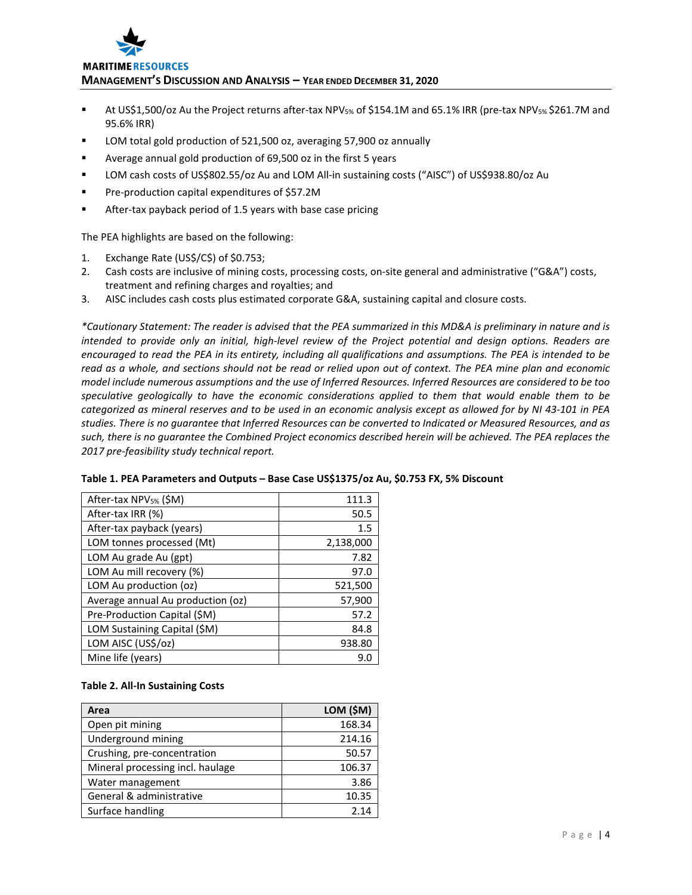- At US$1,500/oz Au the Project returns after-tax $NPV_{5\%}$ of $154.1M and 65.1% IRR (pre-tax $NPV_{5\%}$ $261.7M and 95.6% IRR)
- LOM total gold production of 521,500 oz, averaging 57,900 oz annually
- Average annual gold production of 69,500 oz in the first 5 years
- LOM cash costs of US$802.55/oz Au and LOM All-in sustaining costs ("AISC") of US$938.80/oz Au
- Pre-production capital expenditures of $57.2M
- After-tax payback period of 1.5 years with base case pricing

The PEA highlights are based on the following:

1. Exchange Rate (US$/C$) of $0.753;
2. Cash costs are inclusive of mining costs, processing costs, on-site general and administrative ("G&A") costs, treatment and refining charges and royalties; and
3. AISC includes cash costs plus estimated corporate G&A, sustaining capital and closure costs.

*\*Cautionary Statement: The reader is advised that the PEA summarized in this MD&A is preliminary in nature and is intended to provide only an initial, high-level review of the Project potential and design options. Readers are encouraged to read the PEA in its entirety, including all qualifications and assumptions. The PEA is intended to be read as a whole, and sections should not be read or relied upon out of context. The PEA mine plan and economic model include numerous assumptions and the use of Inferred Resources. Inferred Resources are considered to be too speculative geologically to have the economic considerations applied to them that would enable them to be categorized as mineral reserves and to be used in an economic analysis except as allowed for by NI 43-101 in PEA studies. There is no guarantee that Inferred Resources can be converted to Indicated or Measured Resources, and as such, there is no guarantee the Combined Project economics described herein will be achieved. The PEA replaces the 2017 pre-feasibility study technical report.*

**Table 1. PEA Parameters and Outputs – Base Case US$1375/oz Au, $0.753 FX, 5% Discount**

| Parameter | Value |
|---|---:|
| After-tax $NPV_{5\%}$ ($M) | 111.3 |
| After-tax IRR (%) | 50.5 |
| After-tax payback (years) | 1.5 |
| LOM tonnes processed (Mt) | 2,138,000 |
| LOM Au grade Au (gpt) | 7.82 |
| LOM Au mill recovery (%) | 97.0 |
| LOM Au production (oz) | 521,500 |
| Average annual Au production (oz) | 57,900 |
| Pre-Production Capital ($M) | 57.2 |
| LOM Sustaining Capital ($M) | 84.8 |
| LOM AISC (US$/oz) | 938.80 |
| Mine life (years) | 9.0 |

**Table 2. All-In Sustaining Costs**

| Area | LOM ($M) |
|---|---:|
| Open pit mining | 168.34 |
| Underground mining | 214.16 |
| Crushing, pre-concentration | 50.57 |
| Mineral processing incl. haulage | 106.37 |
| Water management | 3.86 |
| General & administrative | 10.35 |
| Surface handling | 2.14 |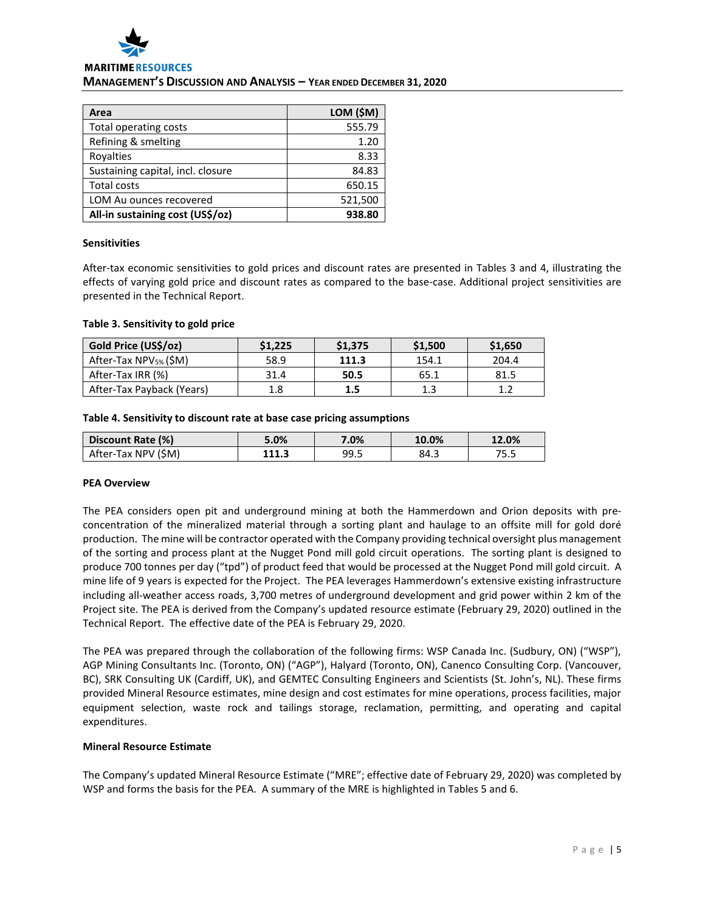| Area | LOM ($M) |
| --- | --- |
| Total operating costs | 555.79 |
| Refining & smelting | 1.20 |
| Royalties | 8.33 |
| Sustaining capital, incl. closure | 84.83 |
| Total costs | 650.15 |
| LOM Au ounces recovered | 521,500 |
| **All-in sustaining cost (US$/oz)** | **938.80** |

**Sensitivities**

After-tax economic sensitivities to gold prices and discount rates are presented in Tables 3 and 4, illustrating the effects of varying gold price and discount rates as compared to the base-case. Additional project sensitivities are presented in the Technical Report.

**Table 3. Sensitivity to gold price**

| Gold Price (US$/oz) | $1,225 | $1,375 | $1,500 | $1,650 |
| --- | --- | --- | --- | --- |
| After-Tax $NPV_{5\%}$ ($M) | 58.9 | **111.3** | 154.1 | 204.4 |
| After-Tax IRR (%) | 31.4 | **50.5** | 65.1 | 81.5 |
| After-Tax Payback (Years) | 1.8 | **1.5** | 1.3 | 1.2 |

**Table 4. Sensitivity to discount rate at base case pricing assumptions**

| Discount Rate (%) | 5.0% | 7.0% | 10.0% | 12.0% |
| --- | --- | --- | --- | --- |
| After-Tax NPV ($M) | **111.3** | 99.5 | 84.3 | 75.5 |

**PEA Overview**

The PEA considers open pit and underground mining at both the Hammerdown and Orion deposits with pre-concentration of the mineralized material through a sorting plant and haulage to an offsite mill for gold doré production. The mine will be contractor operated with the Company providing technical oversight plus management of the sorting and process plant at the Nugget Pond mill gold circuit operations. The sorting plant is designed to produce 700 tonnes per day ("tpd") of product feed that would be processed at the Nugget Pond mill gold circuit. A mine life of 9 years is expected for the Project. The PEA leverages Hammerdown's extensive existing infrastructure including all-weather access roads, 3,700 metres of underground development and grid power within 2 km of the Project site. The PEA is derived from the Company's updated resource estimate (February 29, 2020) outlined in the Technical Report. The effective date of the PEA is February 29, 2020.

The PEA was prepared through the collaboration of the following firms: WSP Canada Inc. (Sudbury, ON) ("WSP"), AGP Mining Consultants Inc. (Toronto, ON) ("AGP"), Halyard (Toronto, ON), Canenco Consulting Corp. (Vancouver, BC), SRK Consulting UK (Cardiff, UK), and GEMTEC Consulting Engineers and Scientists (St. John's, NL). These firms provided Mineral Resource estimates, mine design and cost estimates for mine operations, process facilities, major equipment selection, waste rock and tailings storage, reclamation, permitting, and operating and capital expenditures.

**Mineral Resource Estimate**

The Company's updated Mineral Resource Estimate ("MRE"; effective date of February 29, 2020) was completed by WSP and forms the basis for the PEA. A summary of the MRE is highlighted in Tables 5 and 6.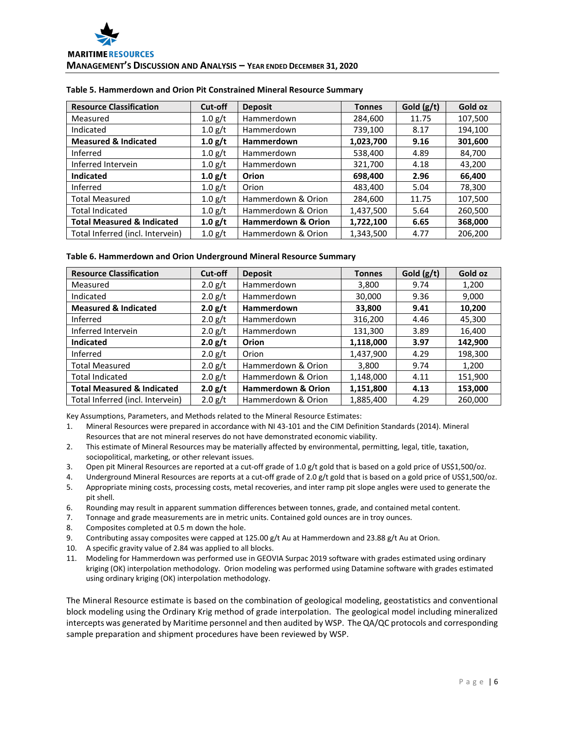**Table 5. Hammerdown and Orion Pit Constrained Mineral Resource Summary**

| Resource Classification | Cut-off | Deposit | Tonnes | Gold (g/t) | Gold oz |
|---|---|---|---|---|---|
| Measured | 1.0 g/t | Hammerdown | 284,600 | 11.75 | 107,500 |
| Indicated | 1.0 g/t | Hammerdown | 739,100 | 8.17 | 194,100 |
| **Measured & Indicated** | **1.0 g/t** | **Hammerdown** | **1,023,700** | **9.16** | **301,600** |
| Inferred | 1.0 g/t | Hammerdown | 538,400 | 4.89 | 84,700 |
| Inferred Intervein | 1.0 g/t | Hammerdown | 321,700 | 4.18 | 43,200 |
| **Indicated** | **1.0 g/t** | **Orion** | **698,400** | **2.96** | **66,400** |
| Inferred | 1.0 g/t | Orion | 483,400 | 5.04 | 78,300 |
| Total Measured | 1.0 g/t | Hammerdown & Orion | 284,600 | 11.75 | 107,500 |
| Total Indicated | 1.0 g/t | Hammerdown & Orion | 1,437,500 | 5.64 | 260,500 |
| **Total Measured & Indicated** | **1.0 g/t** | **Hammerdown & Orion** | **1,722,100** | **6.65** | **368,000** |
| Total Inferred (incl. Intervein) | 1.0 g/t | Hammerdown & Orion | 1,343,500 | 4.77 | 206,200 |

**Table 6. Hammerdown and Orion Underground Mineral Resource Summary**

| Resource Classification | Cut-off | Deposit | Tonnes | Gold (g/t) | Gold oz |
|---|---|---|---|---|---|
| Measured | 2.0 g/t | Hammerdown | 3,800 | 9.74 | 1,200 |
| Indicated | 2.0 g/t | Hammerdown | 30,000 | 9.36 | 9,000 |
| **Measured & Indicated** | **2.0 g/t** | **Hammerdown** | **33,800** | **9.41** | **10,200** |
| Inferred | 2.0 g/t | Hammerdown | 316,200 | 4.46 | 45,300 |
| Inferred Intervein | 2.0 g/t | Hammerdown | 131,300 | 3.89 | 16,400 |
| **Indicated** | **2.0 g/t** | **Orion** | **1,118,000** | **3.97** | **142,900** |
| Inferred | 2.0 g/t | Orion | 1,437,900 | 4.29 | 198,300 |
| Total Measured | 2.0 g/t | Hammerdown & Orion | 3,800 | 9.74 | 1,200 |
| Total Indicated | 2.0 g/t | Hammerdown & Orion | 1,148,000 | 4.11 | 151,900 |
| **Total Measured & Indicated** | **2.0 g/t** | **Hammerdown & Orion** | **1,151,800** | **4.13** | **153,000** |
| Total Inferred (incl. Intervein) | 2.0 g/t | Hammerdown & Orion | 1,885,400 | 4.29 | 260,000 |

Key Assumptions, Parameters, and Methods related to the Mineral Resource Estimates:

1. Mineral Resources were prepared in accordance with NI 43-101 and the CIM Definition Standards (2014). Mineral Resources that are not mineral reserves do not have demonstrated economic viability.
2. This estimate of Mineral Resources may be materially affected by environmental, permitting, legal, title, taxation, sociopolitical, marketing, or other relevant issues.
3. Open pit Mineral Resources are reported at a cut-off grade of 1.0 g/t gold that is based on a gold price of US$1,500/oz.
4. Underground Mineral Resources are reports at a cut-off grade of 2.0 g/t gold that is based on a gold price of US$1,500/oz.
5. Appropriate mining costs, processing costs, metal recoveries, and inter ramp pit slope angles were used to generate the pit shell.
6. Rounding may result in apparent summation differences between tonnes, grade, and contained metal content.
7. Tonnage and grade measurements are in metric units. Contained gold ounces are in troy ounces.
8. Composites completed at 0.5 m down the hole.
9. Contributing assay composites were capped at 125.00 g/t Au at Hammerdown and 23.88 g/t Au at Orion.
10. A specific gravity value of 2.84 was applied to all blocks.
11. Modeling for Hammerdown was performed use in GEOVIA Surpac 2019 software with grades estimated using ordinary kriging (OK) interpolation methodology. Orion modeling was performed using Datamine software with grades estimated using ordinary kriging (OK) interpolation methodology.

The Mineral Resource estimate is based on the combination of geological modeling, geostatistics and conventional block modeling using the Ordinary Krig method of grade interpolation. The geological model including mineralized intercepts was generated by Maritime personnel and then audited by WSP. The QA/QC protocols and corresponding sample preparation and shipment procedures have been reviewed by WSP.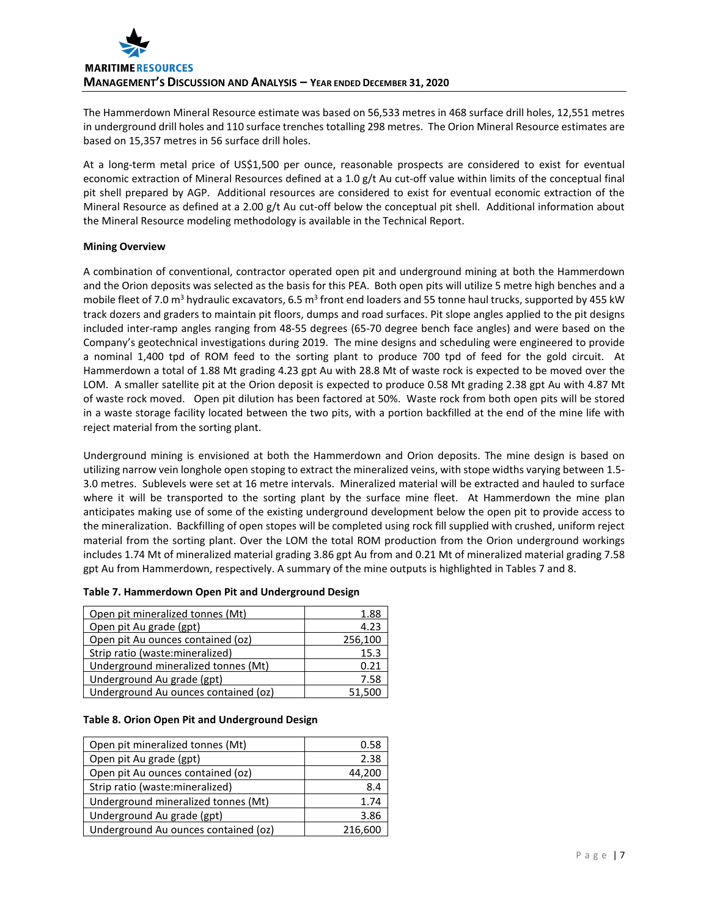The Hammerdown Mineral Resource estimate was based on 56,533 metres in 468 surface drill holes, 12,551 metres in underground drill holes and 110 surface trenches totalling 298 metres. The Orion Mineral Resource estimates are based on 15,357 metres in 56 surface drill holes.

At a long-term metal price of US$1,500 per ounce, reasonable prospects are considered to exist for eventual economic extraction of Mineral Resources defined at a 1.0 g/t Au cut-off value within limits of the conceptual final pit shell prepared by AGP. Additional resources are considered to exist for eventual economic extraction of the Mineral Resource as defined at a 2.00 g/t Au cut-off below the conceptual pit shell. Additional information about the Mineral Resource modeling methodology is available in the Technical Report.

**Mining Overview**

A combination of conventional, contractor operated open pit and underground mining at both the Hammerdown and the Orion deposits was selected as the basis for this PEA. Both open pits will utilize 5 metre high benches and a mobile fleet of 7.0 $m^3$ hydraulic excavators, 6.5 $m^3$ front end loaders and 55 tonne haul trucks, supported by 455 kW track dozers and graders to maintain pit floors, dumps and road surfaces. Pit slope angles applied to the pit designs included inter-ramp angles ranging from 48-55 degrees (65-70 degree bench face angles) and were based on the Company's geotechnical investigations during 2019. The mine designs and scheduling were engineered to provide a nominal 1,400 tpd of ROM feed to the sorting plant to produce 700 tpd of feed for the gold circuit. At Hammerdown a total of 1.88 Mt grading 4.23 gpt Au with 28.8 Mt of waste rock is expected to be moved over the LOM. A smaller satellite pit at the Orion deposit is expected to produce 0.58 Mt grading 2.38 gpt Au with 4.87 Mt of waste rock moved. Open pit dilution has been factored at 50%. Waste rock from both open pits will be stored in a waste storage facility located between the two pits, with a portion backfilled at the end of the mine life with reject material from the sorting plant.

Underground mining is envisioned at both the Hammerdown and Orion deposits. The mine design is based on utilizing narrow vein longhole open stoping to extract the mineralized veins, with stope widths varying between 1.5-3.0 metres. Sublevels were set at 16 metre intervals. Mineralized material will be extracted and hauled to surface where it will be transported to the sorting plant by the surface mine fleet. At Hammerdown the mine plan anticipates making use of some of the existing underground development below the open pit to provide access to the mineralization. Backfilling of open stopes will be completed using rock fill supplied with crushed, uniform reject material from the sorting plant. Over the LOM the total ROM production from the Orion underground workings includes 1.74 Mt of mineralized material grading 3.86 gpt Au from and 0.21 Mt of mineralized material grading 7.58 gpt Au from Hammerdown, respectively. A summary of the mine outputs is highlighted in Tables 7 and 8.

**Table 7. Hammerdown Open Pit and Underground Design**

| | |
|---|---|
| Open pit mineralized tonnes (Mt) | 1.88 |
| Open pit Au grade (gpt) | 4.23 |
| Open pit Au ounces contained (oz) | 256,100 |
| Strip ratio (waste:mineralized) | 15.3 |
| Underground mineralized tonnes (Mt) | 0.21 |
| Underground Au grade (gpt) | 7.58 |
| Underground Au ounces contained (oz) | 51,500 |

**Table 8. Orion Open Pit and Underground Design**

| | |
|---|---|
| Open pit mineralized tonnes (Mt) | 0.58 |
| Open pit Au grade (gpt) | 2.38 |
| Open pit Au ounces contained (oz) | 44,200 |
| Strip ratio (waste:mineralized) | 8.4 |
| Underground mineralized tonnes (Mt) | 1.74 |
| Underground Au grade (gpt) | 3.86 |
| Underground Au ounces contained (oz) | 216,600 |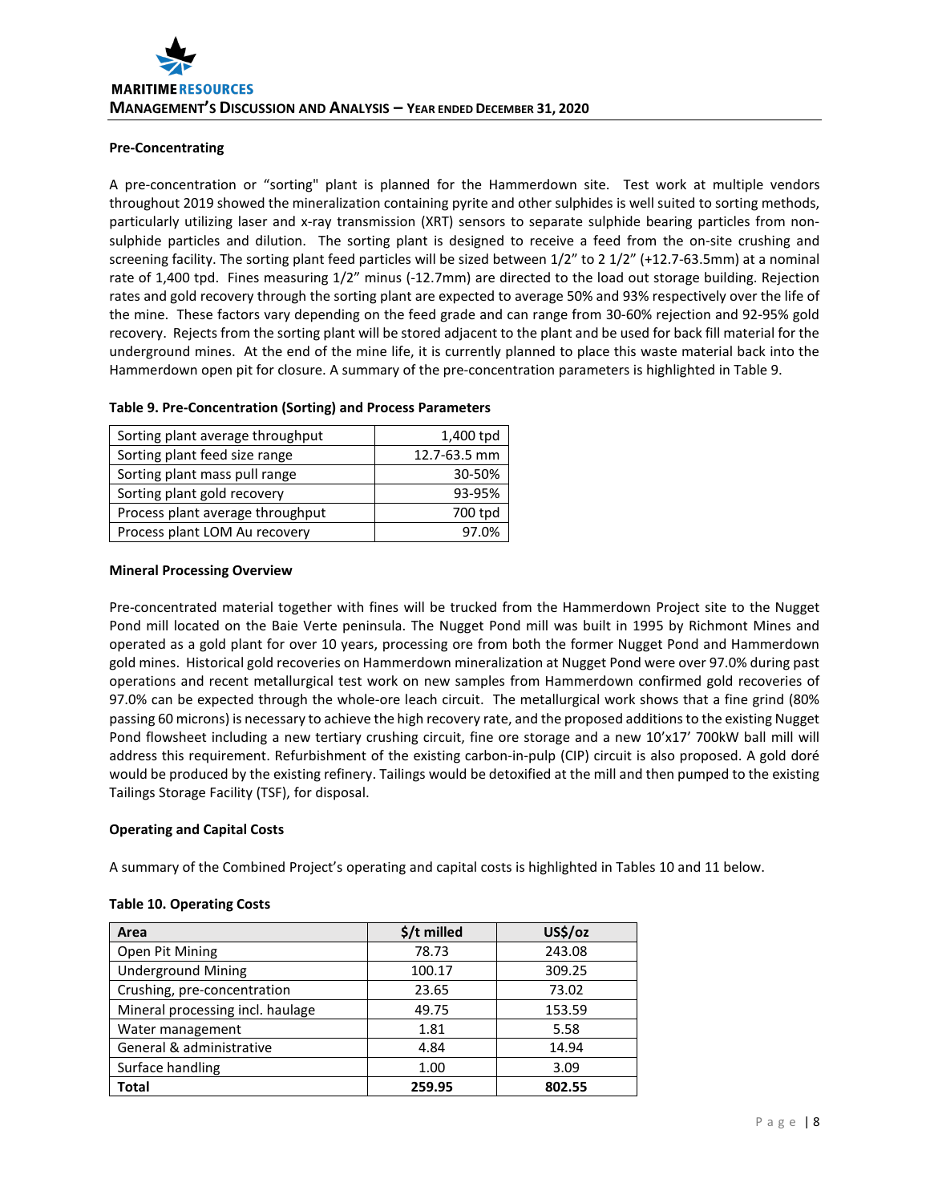### Pre-Concentrating

A pre-concentration or "sorting" plant is planned for the Hammerdown site. Test work at multiple vendors throughout 2019 showed the mineralization containing pyrite and other sulphides is well suited to sorting methods, particularly utilizing laser and x-ray transmission (XRT) sensors to separate sulphide bearing particles from non-sulphide particles and dilution. The sorting plant is designed to receive a feed from the on-site crushing and screening facility. The sorting plant feed particles will be sized between 1/2" to 2 1/2" (+12.7-63.5mm) at a nominal rate of 1,400 tpd. Fines measuring 1/2" minus (-12.7mm) are directed to the load out storage building. Rejection rates and gold recovery through the sorting plant are expected to average 50% and 93% respectively over the life of the mine. These factors vary depending on the feed grade and can range from 30-60% rejection and 92-95% gold recovery. Rejects from the sorting plant will be stored adjacent to the plant and be used for back fill material for the underground mines. At the end of the mine life, it is currently planned to place this waste material back into the Hammerdown open pit for closure. A summary of the pre-concentration parameters is highlighted in Table 9.

**Table 9. Pre-Concentration (Sorting) and Process Parameters**

| | |
|---|---:|
| Sorting plant average throughput | 1,400 tpd |
| Sorting plant feed size range | 12.7-63.5 mm |
| Sorting plant mass pull range | 30-50% |
| Sorting plant gold recovery | 93-95% |
| Process plant average throughput | 700 tpd |
| Process plant LOM Au recovery | 97.0% |

### Mineral Processing Overview

Pre-concentrated material together with fines will be trucked from the Hammerdown Project site to the Nugget Pond mill located on the Baie Verte peninsula. The Nugget Pond mill was built in 1995 by Richmont Mines and operated as a gold plant for over 10 years, processing ore from both the former Nugget Pond and Hammerdown gold mines. Historical gold recoveries on Hammerdown mineralization at Nugget Pond were over 97.0% during past operations and recent metallurgical test work on new samples from Hammerdown confirmed gold recoveries of 97.0% can be expected through the whole-ore leach circuit. The metallurgical work shows that a fine grind (80% passing 60 microns) is necessary to achieve the high recovery rate, and the proposed additions to the existing Nugget Pond flowsheet including a new tertiary crushing circuit, fine ore storage and a new 10'x17' 700kW ball mill will address this requirement. Refurbishment of the existing carbon-in-pulp (CIP) circuit is also proposed. A gold doré would be produced by the existing refinery. Tailings would be detoxified at the mill and then pumped to the existing Tailings Storage Facility (TSF), for disposal.

### Operating and Capital Costs

A summary of the Combined Project's operating and capital costs is highlighted in Tables 10 and 11 below.

**Table 10. Operating Costs**

| Area | $/t milled | US$/oz |
|---|---:|---:|
| Open Pit Mining | 78.73 | 243.08 |
| Underground Mining | 100.17 | 309.25 |
| Crushing, pre-concentration | 23.65 | 73.02 |
| Mineral processing incl. haulage | 49.75 | 153.59 |
| Water management | 1.81 | 5.58 |
| General & administrative | 4.84 | 14.94 |
| Surface handling | 1.00 | 3.09 |
| **Total** | **259.95** | **802.55** |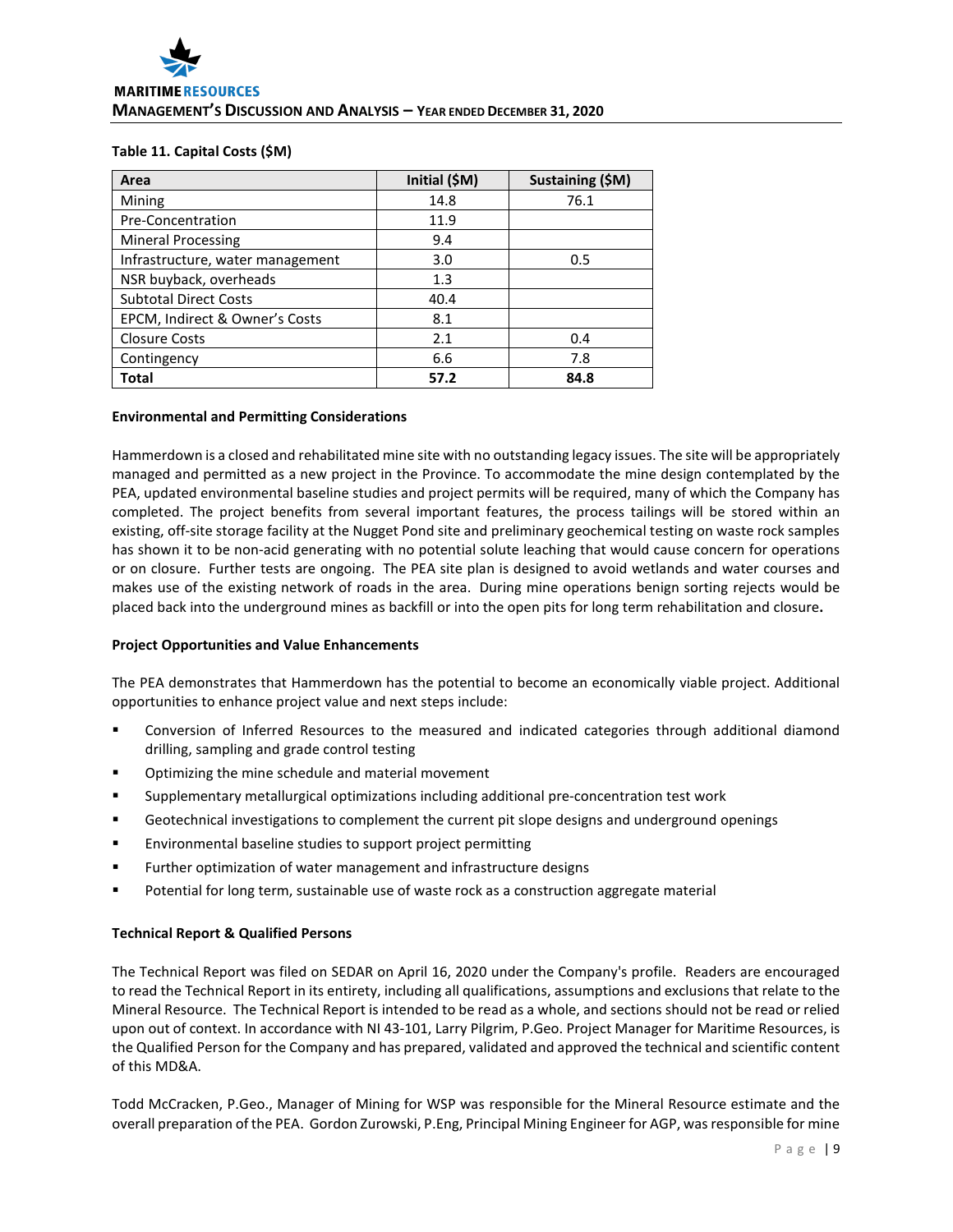**Table 11. Capital Costs ($M)**

| Area | Initial ($M) | Sustaining ($M) |
|---|---|---|
| Mining | 14.8 | 76.1 |
| Pre-Concentration | 11.9 | |
| Mineral Processing | 9.4 | |
| Infrastructure, water management | 3.0 | 0.5 |
| NSR buyback, overheads | 1.3 | |
| Subtotal Direct Costs | 40.4 | |
| EPCM, Indirect & Owner's Costs | 8.1 | |
| Closure Costs | 2.1 | 0.4 |
| Contingency | 6.6 | 7.8 |
| **Total** | **57.2** | **84.8** |

**Environmental and Permitting Considerations**

Hammerdown is a closed and rehabilitated mine site with no outstanding legacy issues. The site will be appropriately managed and permitted as a new project in the Province. To accommodate the mine design contemplated by the PEA, updated environmental baseline studies and project permits will be required, many of which the Company has completed. The project benefits from several important features, the process tailings will be stored within an existing, off-site storage facility at the Nugget Pond site and preliminary geochemical testing on waste rock samples has shown it to be non-acid generating with no potential solute leaching that would cause concern for operations or on closure. Further tests are ongoing. The PEA site plan is designed to avoid wetlands and water courses and makes use of the existing network of roads in the area. During mine operations benign sorting rejects would be placed back into the underground mines as backfill or into the open pits for long term rehabilitation and closure.

**Project Opportunities and Value Enhancements**

The PEA demonstrates that Hammerdown has the potential to become an economically viable project. Additional opportunities to enhance project value and next steps include:

- Conversion of Inferred Resources to the measured and indicated categories through additional diamond drilling, sampling and grade control testing
- Optimizing the mine schedule and material movement
- Supplementary metallurgical optimizations including additional pre-concentration test work
- Geotechnical investigations to complement the current pit slope designs and underground openings
- Environmental baseline studies to support project permitting
- Further optimization of water management and infrastructure designs
- Potential for long term, sustainable use of waste rock as a construction aggregate material

**Technical Report & Qualified Persons**

The Technical Report was filed on SEDAR on April 16, 2020 under the Company's profile. Readers are encouraged to read the Technical Report in its entirety, including all qualifications, assumptions and exclusions that relate to the Mineral Resource. The Technical Report is intended to be read as a whole, and sections should not be read or relied upon out of context. In accordance with NI 43-101, Larry Pilgrim, P.Geo. Project Manager for Maritime Resources, is the Qualified Person for the Company and has prepared, validated and approved the technical and scientific content of this MD&A.

Todd McCracken, P.Geo., Manager of Mining for WSP was responsible for the Mineral Resource estimate and the overall preparation of the PEA. Gordon Zurowski, P.Eng, Principal Mining Engineer for AGP, was responsible for mine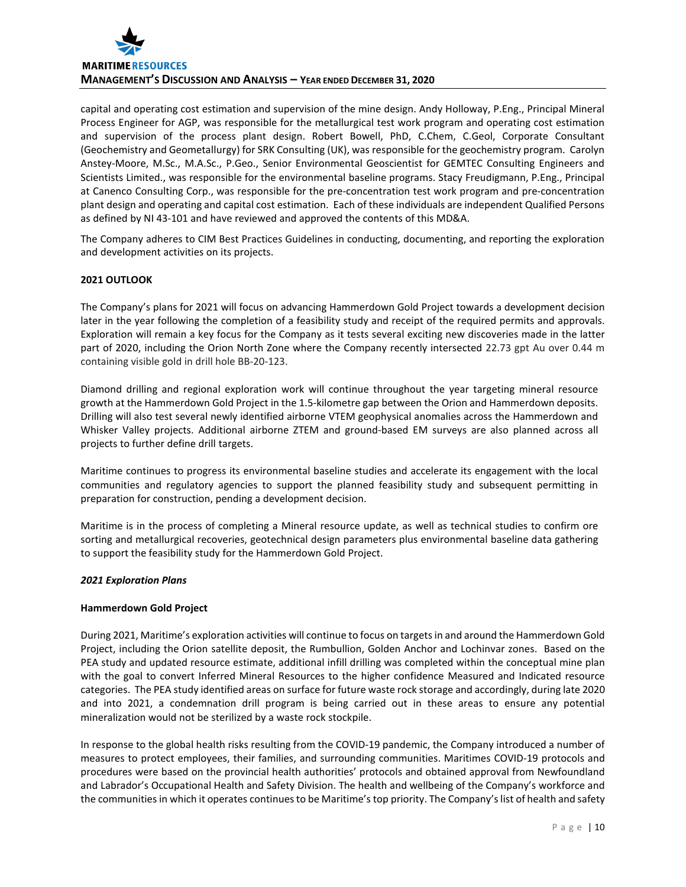capital and operating cost estimation and supervision of the mine design. Andy Holloway, P.Eng., Principal Mineral Process Engineer for AGP, was responsible for the metallurgical test work program and operating cost estimation and supervision of the process plant design. Robert Bowell, PhD, C.Chem, C.Geol, Corporate Consultant (Geochemistry and Geometallurgy) for SRK Consulting (UK), was responsible for the geochemistry program. Carolyn Anstey-Moore, M.Sc., M.A.Sc., P.Geo., Senior Environmental Geoscientist for GEMTEC Consulting Engineers and Scientists Limited., was responsible for the environmental baseline programs. Stacy Freudigmann, P.Eng., Principal at Canenco Consulting Corp., was responsible for the pre-concentration test work program and pre-concentration plant design and operating and capital cost estimation. Each of these individuals are independent Qualified Persons as defined by NI 43-101 and have reviewed and approved the contents of this MD&A.

The Company adheres to CIM Best Practices Guidelines in conducting, documenting, and reporting the exploration and development activities on its projects.

**2021 OUTLOOK**

The Company's plans for 2021 will focus on advancing Hammerdown Gold Project towards a development decision later in the year following the completion of a feasibility study and receipt of the required permits and approvals. Exploration will remain a key focus for the Company as it tests several exciting new discoveries made in the latter part of 2020, including the Orion North Zone where the Company recently intersected 22.73 gpt Au over 0.44 m containing visible gold in drill hole BB-20-123.

Diamond drilling and regional exploration work will continue throughout the year targeting mineral resource growth at the Hammerdown Gold Project in the 1.5-kilometre gap between the Orion and Hammerdown deposits. Drilling will also test several newly identified airborne VTEM geophysical anomalies across the Hammerdown and Whisker Valley projects. Additional airborne ZTEM and ground-based EM surveys are also planned across all projects to further define drill targets.

Maritime continues to progress its environmental baseline studies and accelerate its engagement with the local communities and regulatory agencies to support the planned feasibility study and subsequent permitting in preparation for construction, pending a development decision.

Maritime is in the process of completing a Mineral resource update, as well as technical studies to confirm ore sorting and metallurgical recoveries, geotechnical design parameters plus environmental baseline data gathering to support the feasibility study for the Hammerdown Gold Project.

***2021 Exploration Plans***

**Hammerdown Gold Project**

During 2021, Maritime's exploration activities will continue to focus on targets in and around the Hammerdown Gold Project, including the Orion satellite deposit, the Rumbullion, Golden Anchor and Lochinvar zones. Based on the PEA study and updated resource estimate, additional infill drilling was completed within the conceptual mine plan with the goal to convert Inferred Mineral Resources to the higher confidence Measured and Indicated resource categories. The PEA study identified areas on surface for future waste rock storage and accordingly, during late 2020 and into 2021, a condemnation drill program is being carried out in these areas to ensure any potential mineralization would not be sterilized by a waste rock stockpile.

In response to the global health risks resulting from the COVID-19 pandemic, the Company introduced a number of measures to protect employees, their families, and surrounding communities. Maritimes COVID-19 protocols and procedures were based on the provincial health authorities' protocols and obtained approval from Newfoundland and Labrador's Occupational Health and Safety Division. The health and wellbeing of the Company's workforce and the communities in which it operates continues to be Maritime's top priority. The Company's list of health and safety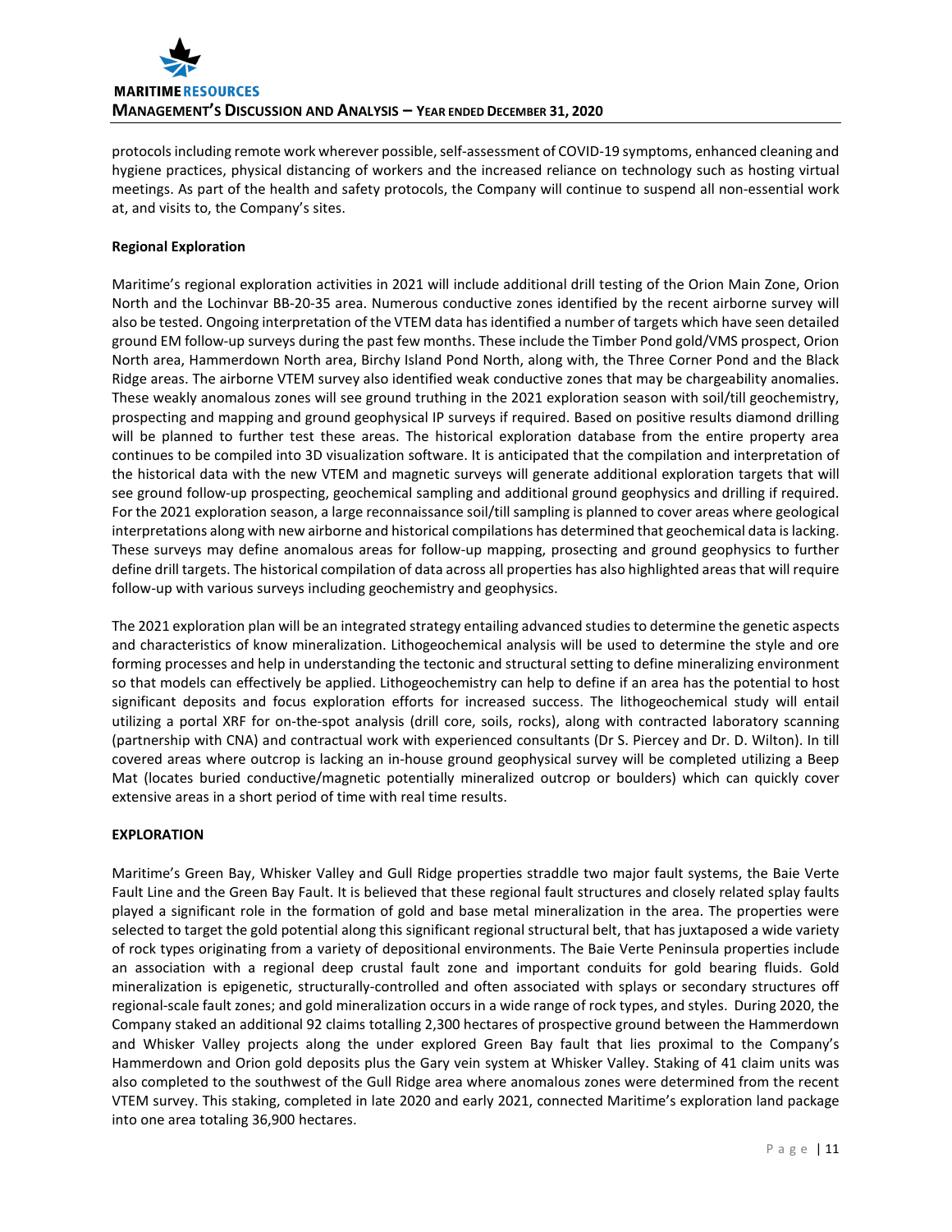protocols including remote work wherever possible, self-assessment of COVID-19 symptoms, enhanced cleaning and hygiene practices, physical distancing of workers and the increased reliance on technology such as hosting virtual meetings. As part of the health and safety protocols, the Company will continue to suspend all non-essential work at, and visits to, the Company's sites.

**Regional Exploration**

Maritime's regional exploration activities in 2021 will include additional drill testing of the Orion Main Zone, Orion North and the Lochinvar BB-20-35 area. Numerous conductive zones identified by the recent airborne survey will also be tested. Ongoing interpretation of the VTEM data has identified a number of targets which have seen detailed ground EM follow-up surveys during the past few months. These include the Timber Pond gold/VMS prospect, Orion North area, Hammerdown North area, Birchy Island Pond North, along with, the Three Corner Pond and the Black Ridge areas. The airborne VTEM survey also identified weak conductive zones that may be chargeability anomalies. These weakly anomalous zones will see ground truthing in the 2021 exploration season with soil/till geochemistry, prospecting and mapping and ground geophysical IP surveys if required. Based on positive results diamond drilling will be planned to further test these areas. The historical exploration database from the entire property area continues to be compiled into 3D visualization software. It is anticipated that the compilation and interpretation of the historical data with the new VTEM and magnetic surveys will generate additional exploration targets that will see ground follow-up prospecting, geochemical sampling and additional ground geophysics and drilling if required. For the 2021 exploration season, a large reconnaissance soil/till sampling is planned to cover areas where geological interpretations along with new airborne and historical compilations has determined that geochemical data is lacking. These surveys may define anomalous areas for follow-up mapping, prosecting and ground geophysics to further define drill targets. The historical compilation of data across all properties has also highlighted areas that will require follow-up with various surveys including geochemistry and geophysics.

The 2021 exploration plan will be an integrated strategy entailing advanced studies to determine the genetic aspects and characteristics of know mineralization. Lithogeochemical analysis will be used to determine the style and ore forming processes and help in understanding the tectonic and structural setting to define mineralizing environment so that models can effectively be applied. Lithogeochemistry can help to define if an area has the potential to host significant deposits and focus exploration efforts for increased success. The lithogeochemical study will entail utilizing a portal XRF for on-the-spot analysis (drill core, soils, rocks), along with contracted laboratory scanning (partnership with CNA) and contractual work with experienced consultants (Dr S. Piercey and Dr. D. Wilton). In till covered areas where outcrop is lacking an in-house ground geophysical survey will be completed utilizing a Beep Mat (locates buried conductive/magnetic potentially mineralized outcrop or boulders) which can quickly cover extensive areas in a short period of time with real time results.

## EXPLORATION

Maritime's Green Bay, Whisker Valley and Gull Ridge properties straddle two major fault systems, the Baie Verte Fault Line and the Green Bay Fault. It is believed that these regional fault structures and closely related splay faults played a significant role in the formation of gold and base metal mineralization in the area. The properties were selected to target the gold potential along this significant regional structural belt, that has juxtaposed a wide variety of rock types originating from a variety of depositional environments. The Baie Verte Peninsula properties include an association with a regional deep crustal fault zone and important conduits for gold bearing fluids. Gold mineralization is epigenetic, structurally-controlled and often associated with splays or secondary structures off regional-scale fault zones; and gold mineralization occurs in a wide range of rock types, and styles. During 2020, the Company staked an additional 92 claims totalling 2,300 hectares of prospective ground between the Hammerdown and Whisker Valley projects along the under explored Green Bay fault that lies proximal to the Company's Hammerdown and Orion gold deposits plus the Gary vein system at Whisker Valley. Staking of 41 claim units was also completed to the southwest of the Gull Ridge area where anomalous zones were determined from the recent VTEM survey. This staking, completed in late 2020 and early 2021, connected Maritime's exploration land package into one area totaling 36,900 hectares.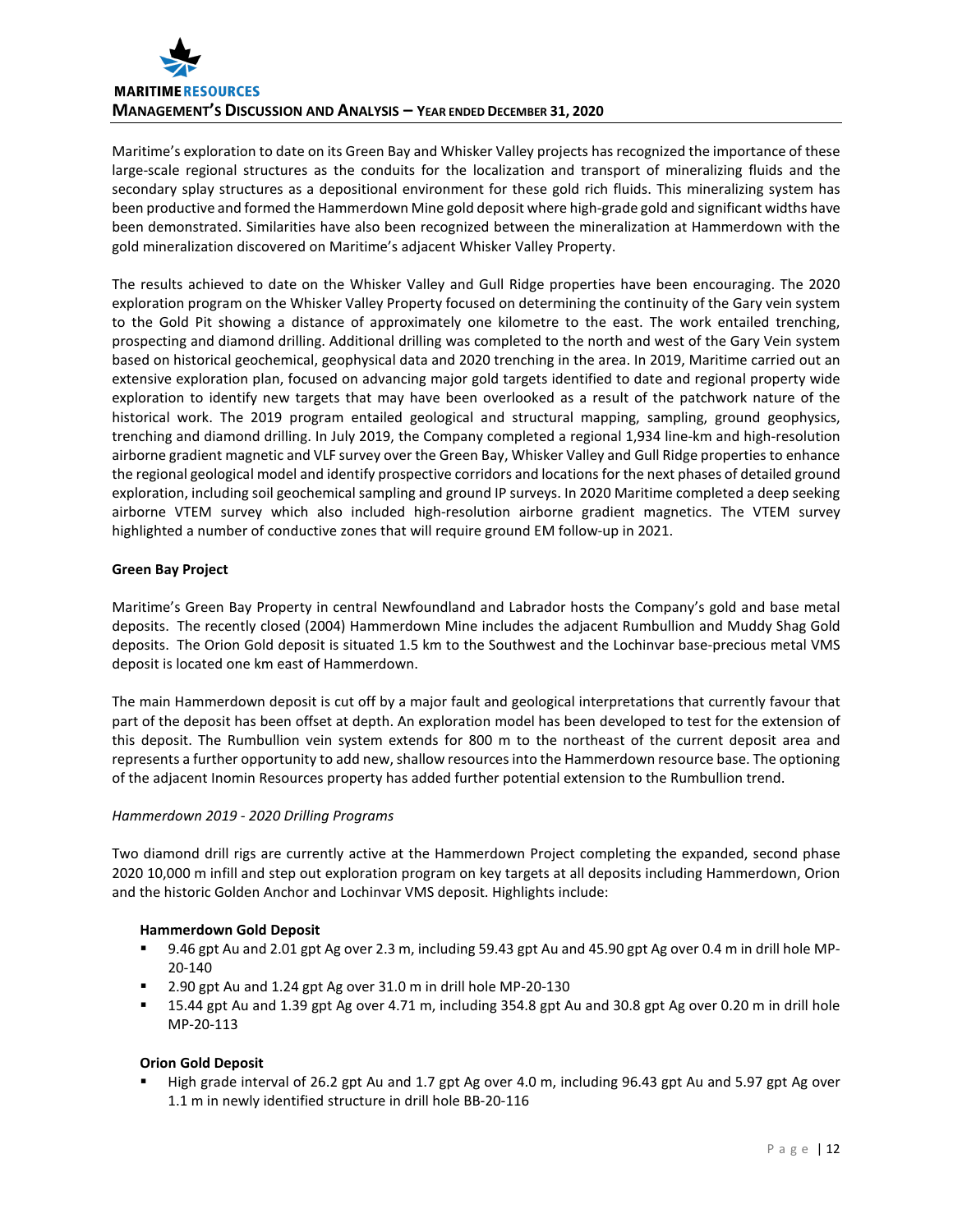Maritime's exploration to date on its Green Bay and Whisker Valley projects has recognized the importance of these large-scale regional structures as the conduits for the localization and transport of mineralizing fluids and the secondary splay structures as a depositional environment for these gold rich fluids. This mineralizing system has been productive and formed the Hammerdown Mine gold deposit where high-grade gold and significant widths have been demonstrated. Similarities have also been recognized between the mineralization at Hammerdown with the gold mineralization discovered on Maritime's adjacent Whisker Valley Property.

The results achieved to date on the Whisker Valley and Gull Ridge properties have been encouraging. The 2020 exploration program on the Whisker Valley Property focused on determining the continuity of the Gary vein system to the Gold Pit showing a distance of approximately one kilometre to the east. The work entailed trenching, prospecting and diamond drilling. Additional drilling was completed to the north and west of the Gary Vein system based on historical geochemical, geophysical data and 2020 trenching in the area. In 2019, Maritime carried out an extensive exploration plan, focused on advancing major gold targets identified to date and regional property wide exploration to identify new targets that may have been overlooked as a result of the patchwork nature of the historical work. The 2019 program entailed geological and structural mapping, sampling, ground geophysics, trenching and diamond drilling. In July 2019, the Company completed a regional 1,934 line-km and high-resolution airborne gradient magnetic and VLF survey over the Green Bay, Whisker Valley and Gull Ridge properties to enhance the regional geological model and identify prospective corridors and locations for the next phases of detailed ground exploration, including soil geochemical sampling and ground IP surveys. In 2020 Maritime completed a deep seeking airborne VTEM survey which also included high-resolution airborne gradient magnetics. The VTEM survey highlighted a number of conductive zones that will require ground EM follow-up in 2021.

**Green Bay Project**

Maritime's Green Bay Property in central Newfoundland and Labrador hosts the Company's gold and base metal deposits. The recently closed (2004) Hammerdown Mine includes the adjacent Rumbullion and Muddy Shag Gold deposits. The Orion Gold deposit is situated 1.5 km to the Southwest and the Lochinvar base-precious metal VMS deposit is located one km east of Hammerdown.

The main Hammerdown deposit is cut off by a major fault and geological interpretations that currently favour that part of the deposit has been offset at depth. An exploration model has been developed to test for the extension of this deposit. The Rumbullion vein system extends for 800 m to the northeast of the current deposit area and represents a further opportunity to add new, shallow resources into the Hammerdown resource base. The optioning of the adjacent Inomin Resources property has added further potential extension to the Rumbullion trend.

*Hammerdown 2019 - 2020 Drilling Programs*

Two diamond drill rigs are currently active at the Hammerdown Project completing the expanded, second phase 2020 10,000 m infill and step out exploration program on key targets at all deposits including Hammerdown, Orion and the historic Golden Anchor and Lochinvar VMS deposit. Highlights include:

**Hammerdown Gold Deposit**

- 9.46 gpt Au and 2.01 gpt Ag over 2.3 m, including 59.43 gpt Au and 45.90 gpt Ag over 0.4 m in drill hole MP-20-140
- 2.90 gpt Au and 1.24 gpt Ag over 31.0 m in drill hole MP-20-130
- 15.44 gpt Au and 1.39 gpt Ag over 4.71 m, including 354.8 gpt Au and 30.8 gpt Ag over 0.20 m in drill hole MP-20-113

**Orion Gold Deposit**

- High grade interval of 26.2 gpt Au and 1.7 gpt Ag over 4.0 m, including 96.43 gpt Au and 5.97 gpt Ag over 1.1 m in newly identified structure in drill hole BB-20-116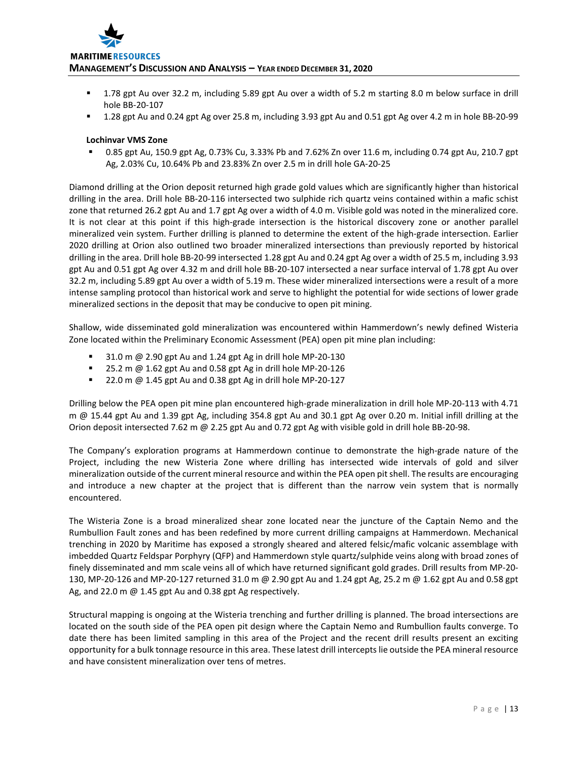- 1.78 gpt Au over 32.2 m, including 5.89 gpt Au over a width of 5.2 m starting 8.0 m below surface in drill hole BB-20-107
- 1.28 gpt Au and 0.24 gpt Ag over 25.8 m, including 3.93 gpt Au and 0.51 gpt Ag over 4.2 m in hole BB-20-99

**Lochinvar VMS Zone**

- 0.85 gpt Au, 150.9 gpt Ag, 0.73% Cu, 3.33% Pb and 7.62% Zn over 11.6 m, including 0.74 gpt Au, 210.7 gpt Ag, 2.03% Cu, 10.64% Pb and 23.83% Zn over 2.5 m in drill hole GA-20-25

Diamond drilling at the Orion deposit returned high grade gold values which are significantly higher than historical drilling in the area. Drill hole BB-20-116 intersected two sulphide rich quartz veins contained within a mafic schist zone that returned 26.2 gpt Au and 1.7 gpt Ag over a width of 4.0 m. Visible gold was noted in the mineralized core. It is not clear at this point if this high-grade intersection is the historical discovery zone or another parallel mineralized vein system. Further drilling is planned to determine the extent of the high-grade intersection. Earlier 2020 drilling at Orion also outlined two broader mineralized intersections than previously reported by historical drilling in the area. Drill hole BB-20-99 intersected 1.28 gpt Au and 0.24 gpt Ag over a width of 25.5 m, including 3.93 gpt Au and 0.51 gpt Ag over 4.32 m and drill hole BB-20-107 intersected a near surface interval of 1.78 gpt Au over 32.2 m, including 5.89 gpt Au over a width of 5.19 m. These wider mineralized intersections were a result of a more intense sampling protocol than historical work and serve to highlight the potential for wide sections of lower grade mineralized sections in the deposit that may be conducive to open pit mining.

Shallow, wide disseminated gold mineralization was encountered within Hammerdown's newly defined Wisteria Zone located within the Preliminary Economic Assessment (PEA) open pit mine plan including:

- 31.0 m @ 2.90 gpt Au and 1.24 gpt Ag in drill hole MP-20-130
- 25.2 m @ 1.62 gpt Au and 0.58 gpt Ag in drill hole MP-20-126
- 22.0 m @ 1.45 gpt Au and 0.38 gpt Ag in drill hole MP-20-127

Drilling below the PEA open pit mine plan encountered high-grade mineralization in drill hole MP-20-113 with 4.71 m @ 15.44 gpt Au and 1.39 gpt Ag, including 354.8 gpt Au and 30.1 gpt Ag over 0.20 m. Initial infill drilling at the Orion deposit intersected 7.62 m @ 2.25 gpt Au and 0.72 gpt Ag with visible gold in drill hole BB-20-98.

The Company's exploration programs at Hammerdown continue to demonstrate the high-grade nature of the Project, including the new Wisteria Zone where drilling has intersected wide intervals of gold and silver mineralization outside of the current mineral resource and within the PEA open pit shell. The results are encouraging and introduce a new chapter at the project that is different than the narrow vein system that is normally encountered.

The Wisteria Zone is a broad mineralized shear zone located near the juncture of the Captain Nemo and the Rumbullion Fault zones and has been redefined by more current drilling campaigns at Hammerdown. Mechanical trenching in 2020 by Maritime has exposed a strongly sheared and altered felsic/mafic volcanic assemblage with imbedded Quartz Feldspar Porphyry (QFP) and Hammerdown style quartz/sulphide veins along with broad zones of finely disseminated and mm scale veins all of which have returned significant gold grades. Drill results from MP-20-130, MP-20-126 and MP-20-127 returned 31.0 m @ 2.90 gpt Au and 1.24 gpt Ag, 25.2 m @ 1.62 gpt Au and 0.58 gpt Ag, and 22.0 m @ 1.45 gpt Au and 0.38 gpt Ag respectively.

Structural mapping is ongoing at the Wisteria trenching and further drilling is planned. The broad intersections are located on the south side of the PEA open pit design where the Captain Nemo and Rumbullion faults converge. To date there has been limited sampling in this area of the Project and the recent drill results present an exciting opportunity for a bulk tonnage resource in this area. These latest drill intercepts lie outside the PEA mineral resource and have consistent mineralization over tens of metres.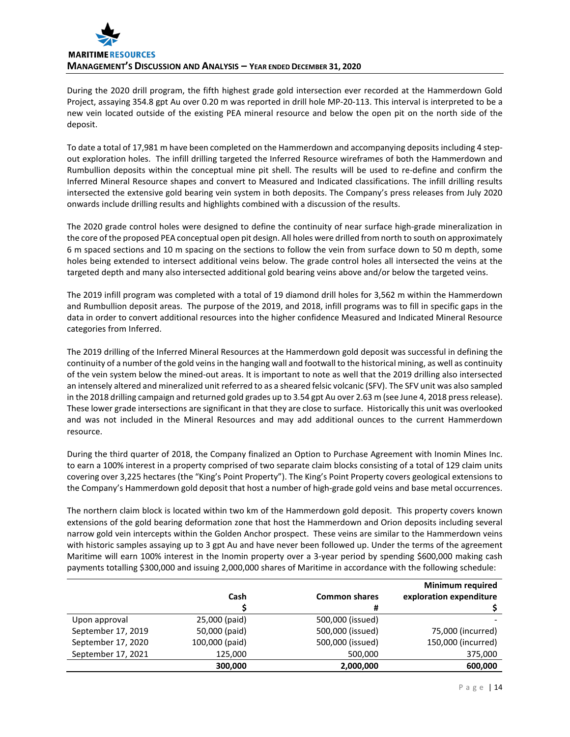During the 2020 drill program, the fifth highest grade gold intersection ever recorded at the Hammerdown Gold Project, assaying 354.8 gpt Au over 0.20 m was reported in drill hole MP-20-113. This interval is interpreted to be a new vein located outside of the existing PEA mineral resource and below the open pit on the north side of the deposit.

To date a total of 17,981 m have been completed on the Hammerdown and accompanying deposits including 4 step-out exploration holes. The infill drilling targeted the Inferred Resource wireframes of both the Hammerdown and Rumbullion deposits within the conceptual mine pit shell. The results will be used to re-define and confirm the Inferred Mineral Resource shapes and convert to Measured and Indicated classifications. The infill drilling results intersected the extensive gold bearing vein system in both deposits. The Company's press releases from July 2020 onwards include drilling results and highlights combined with a discussion of the results.

The 2020 grade control holes were designed to define the continuity of near surface high-grade mineralization in the core of the proposed PEA conceptual open pit design. All holes were drilled from north to south on approximately 6 m spaced sections and 10 m spacing on the sections to follow the vein from surface down to 50 m depth, some holes being extended to intersect additional veins below. The grade control holes all intersected the veins at the targeted depth and many also intersected additional gold bearing veins above and/or below the targeted veins.

The 2019 infill program was completed with a total of 19 diamond drill holes for 3,562 m within the Hammerdown and Rumbullion deposit areas. The purpose of the 2019, and 2018, infill programs was to fill in specific gaps in the data in order to convert additional resources into the higher confidence Measured and Indicated Mineral Resource categories from Inferred.

The 2019 drilling of the Inferred Mineral Resources at the Hammerdown gold deposit was successful in defining the continuity of a number of the gold veins in the hanging wall and footwall to the historical mining, as well as continuity of the vein system below the mined-out areas. It is important to note as well that the 2019 drilling also intersected an intensely altered and mineralized unit referred to as a sheared felsic volcanic (SFV). The SFV unit was also sampled in the 2018 drilling campaign and returned gold grades up to 3.54 gpt Au over 2.63 m (see June 4, 2018 press release). These lower grade intersections are significant in that they are close to surface. Historically this unit was overlooked and was not included in the Mineral Resources and may add additional ounces to the current Hammerdown resource.

During the third quarter of 2018, the Company finalized an Option to Purchase Agreement with Inomin Mines Inc. to earn a 100% interest in a property comprised of two separate claim blocks consisting of a total of 129 claim units covering over 3,225 hectares (the "King's Point Property"). The King's Point Property covers geological extensions to the Company's Hammerdown gold deposit that host a number of high-grade gold veins and base metal occurrences.

The northern claim block is located within two km of the Hammerdown gold deposit. This property covers known extensions of the gold bearing deformation zone that host the Hammerdown and Orion deposits including several narrow gold vein intercepts within the Golden Anchor prospect. These veins are similar to the Hammerdown veins with historic samples assaying up to 3 gpt Au and have never been followed up. Under the terms of the agreement Maritime will earn 100% interest in the Inomin property over a 3-year period by spending $600,000 making cash payments totalling $300,000 and issuing 2,000,000 shares of Maritime in accordance with the following schedule:

| | Cash<br>$ | Common shares<br># | Minimum required exploration expenditure<br>$ |
|---|---|---|---|
| Upon approval | 25,000 (paid) | 500,000 (issued) | - |
| September 17, 2019 | 50,000 (paid) | 500,000 (issued) | 75,000 (incurred) |
| September 17, 2020 | 100,000 (paid) | 500,000 (issued) | 150,000 (incurred) |
| September 17, 2021 | 125,000 | 500,000 | 375,000 |
| | **300,000** | **2,000,000** | **600,000** |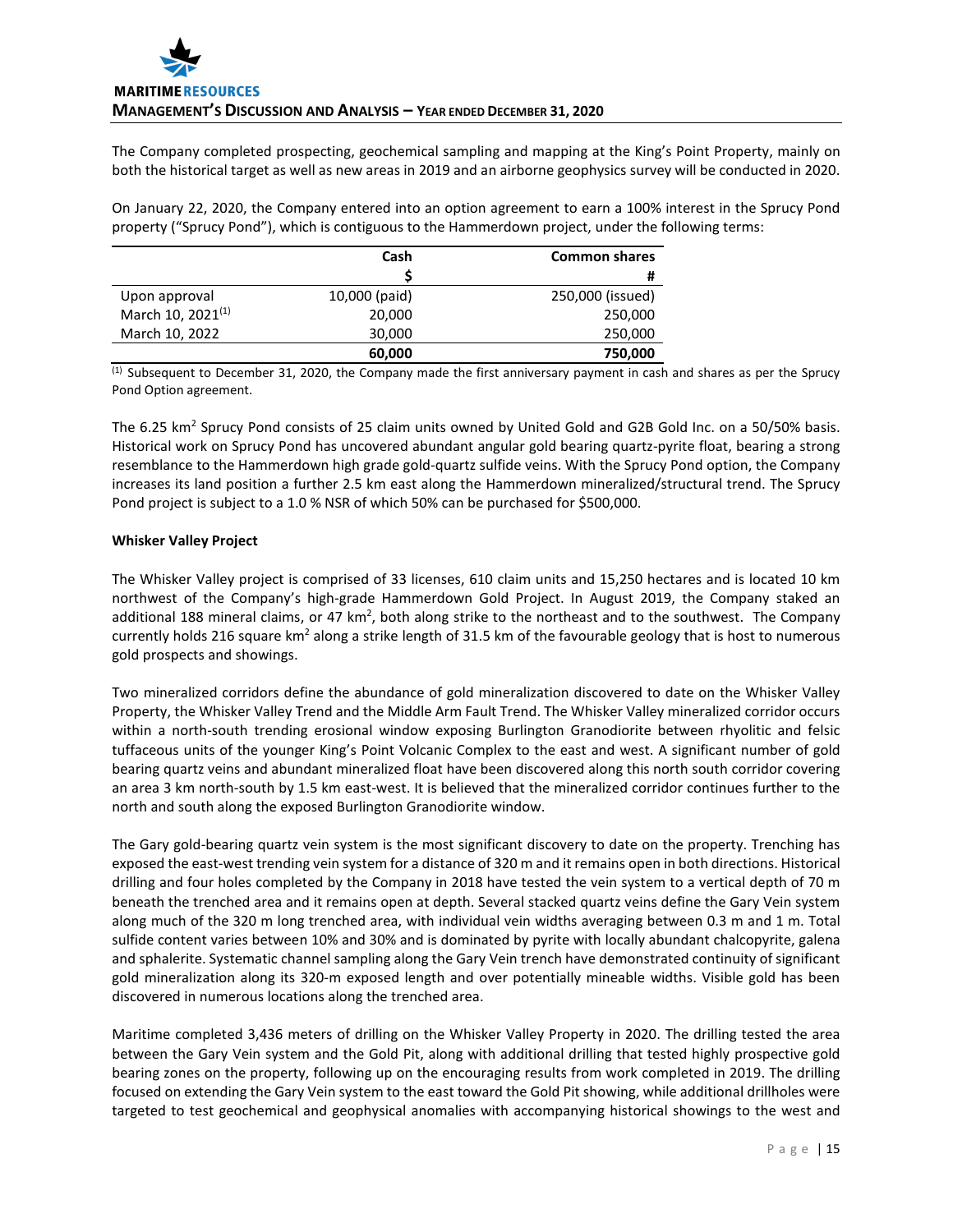The Company completed prospecting, geochemical sampling and mapping at the King's Point Property, mainly on both the historical target as well as new areas in 2019 and an airborne geophysics survey will be conducted in 2020.

On January 22, 2020, the Company entered into an option agreement to earn a 100% interest in the Sprucy Pond property ("Sprucy Pond"), which is contiguous to the Hammerdown project, under the following terms:

| | Cash | Common shares |
|---|---|---|
| | $ | # |
| Upon approval | 10,000 (paid) | 250,000 (issued) |
| March 10, 2021[1] | 20,000 | 250,000 |
| March 10, 2022 | 30,000 | 250,000 |
| | **60,000** | **750,000** |

[1] Subsequent to December 31, 2020, the Company made the first anniversary payment in cash and shares as per the Sprucy Pond Option agreement.

The 6.25 km$^2$ Sprucy Pond consists of 25 claim units owned by United Gold and G2B Gold Inc. on a 50/50% basis. Historical work on Sprucy Pond has uncovered abundant angular gold bearing quartz-pyrite float, bearing a strong resemblance to the Hammerdown high grade gold-quartz sulfide veins. With the Sprucy Pond option, the Company increases its land position a further 2.5 km east along the Hammerdown mineralized/structural trend. The Sprucy Pond project is subject to a 1.0 % NSR of which 50% can be purchased for $500,000.

**Whisker Valley Project**

The Whisker Valley project is comprised of 33 licenses, 610 claim units and 15,250 hectares and is located 10 km northwest of the Company's high-grade Hammerdown Gold Project. In August 2019, the Company staked an additional 188 mineral claims, or 47 km$^2$, both along strike to the northeast and to the southwest. The Company currently holds 216 square km$^2$ along a strike length of 31.5 km of the favourable geology that is host to numerous gold prospects and showings.

Two mineralized corridors define the abundance of gold mineralization discovered to date on the Whisker Valley Property, the Whisker Valley Trend and the Middle Arm Fault Trend. The Whisker Valley mineralized corridor occurs within a north-south trending erosional window exposing Burlington Granodiorite between rhyolitic and felsic tuffaceous units of the younger King's Point Volcanic Complex to the east and west. A significant number of gold bearing quartz veins and abundant mineralized float have been discovered along this north south corridor covering an area 3 km north-south by 1.5 km east-west. It is believed that the mineralized corridor continues further to the north and south along the exposed Burlington Granodiorite window.

The Gary gold-bearing quartz vein system is the most significant discovery to date on the property. Trenching has exposed the east-west trending vein system for a distance of 320 m and it remains open in both directions. Historical drilling and four holes completed by the Company in 2018 have tested the vein system to a vertical depth of 70 m beneath the trenched area and it remains open at depth. Several stacked quartz veins define the Gary Vein system along much of the 320 m long trenched area, with individual vein widths averaging between 0.3 m and 1 m. Total sulfide content varies between 10% and 30% and is dominated by pyrite with locally abundant chalcopyrite, galena and sphalerite. Systematic channel sampling along the Gary Vein trench have demonstrated continuity of significant gold mineralization along its 320-m exposed length and over potentially mineable widths. Visible gold has been discovered in numerous locations along the trenched area.

Maritime completed 3,436 meters of drilling on the Whisker Valley Property in 2020. The drilling tested the area between the Gary Vein system and the Gold Pit, along with additional drilling that tested highly prospective gold bearing zones on the property, following up on the encouraging results from work completed in 2019. The drilling focused on extending the Gary Vein system to the east toward the Gold Pit showing, while additional drillholes were targeted to test geochemical and geophysical anomalies with accompanying historical showings to the west and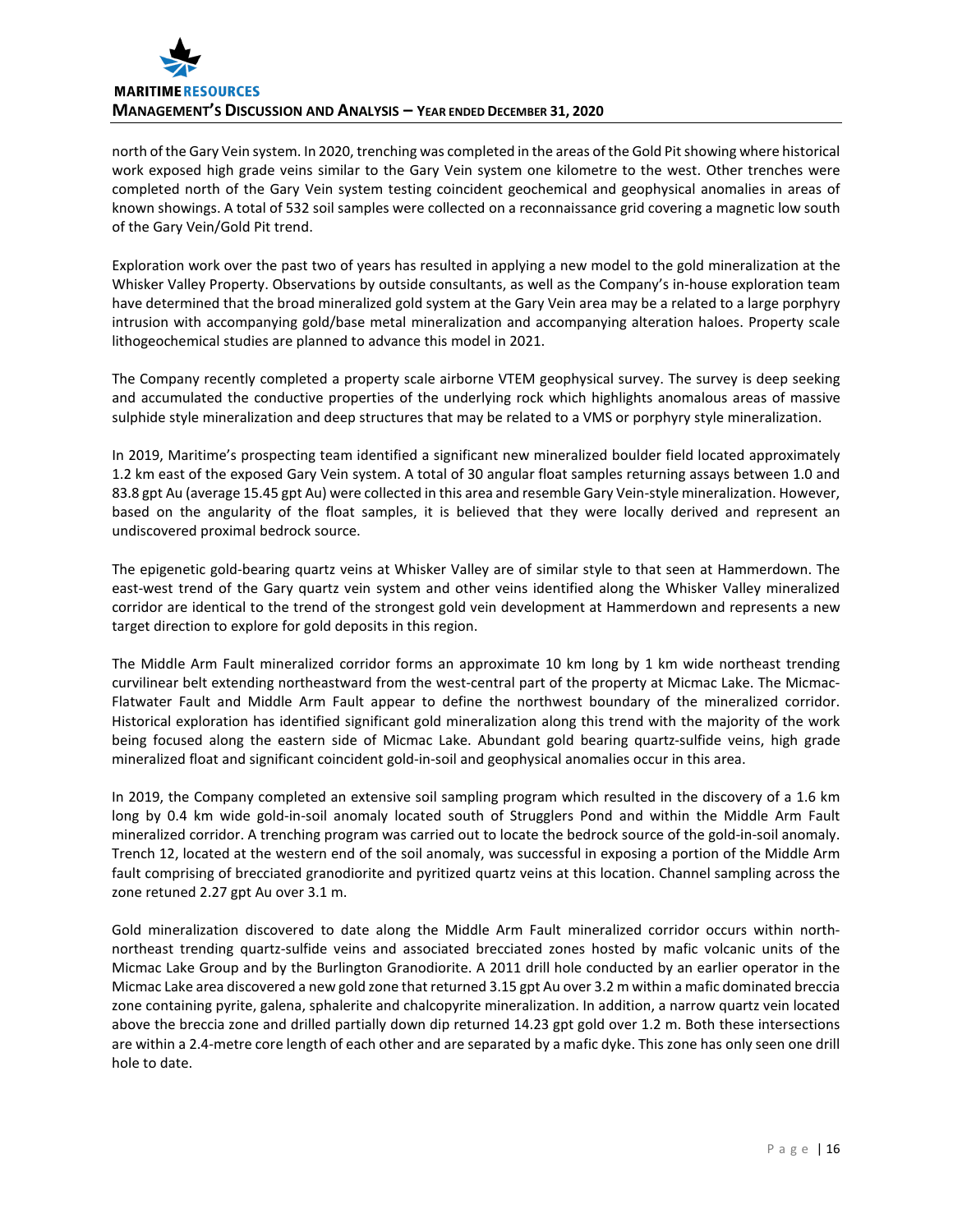north of the Gary Vein system. In 2020, trenching was completed in the areas of the Gold Pit showing where historical work exposed high grade veins similar to the Gary Vein system one kilometre to the west. Other trenches were completed north of the Gary Vein system testing coincident geochemical and geophysical anomalies in areas of known showings. A total of 532 soil samples were collected on a reconnaissance grid covering a magnetic low south of the Gary Vein/Gold Pit trend.

Exploration work over the past two of years has resulted in applying a new model to the gold mineralization at the Whisker Valley Property. Observations by outside consultants, as well as the Company's in-house exploration team have determined that the broad mineralized gold system at the Gary Vein area may be a related to a large porphyry intrusion with accompanying gold/base metal mineralization and accompanying alteration haloes. Property scale lithogeochemical studies are planned to advance this model in 2021.

The Company recently completed a property scale airborne VTEM geophysical survey. The survey is deep seeking and accumulated the conductive properties of the underlying rock which highlights anomalous areas of massive sulphide style mineralization and deep structures that may be related to a VMS or porphyry style mineralization.

In 2019, Maritime's prospecting team identified a significant new mineralized boulder field located approximately 1.2 km east of the exposed Gary Vein system. A total of 30 angular float samples returning assays between 1.0 and 83.8 gpt Au (average 15.45 gpt Au) were collected in this area and resemble Gary Vein-style mineralization. However, based on the angularity of the float samples, it is believed that they were locally derived and represent an undiscovered proximal bedrock source.

The epigenetic gold-bearing quartz veins at Whisker Valley are of similar style to that seen at Hammerdown. The east-west trend of the Gary quartz vein system and other veins identified along the Whisker Valley mineralized corridor are identical to the trend of the strongest gold vein development at Hammerdown and represents a new target direction to explore for gold deposits in this region.

The Middle Arm Fault mineralized corridor forms an approximate 10 km long by 1 km wide northeast trending curvilinear belt extending northeastward from the west-central part of the property at Micmac Lake. The Micmac-Flatwater Fault and Middle Arm Fault appear to define the northwest boundary of the mineralized corridor. Historical exploration has identified significant gold mineralization along this trend with the majority of the work being focused along the eastern side of Micmac Lake. Abundant gold bearing quartz-sulfide veins, high grade mineralized float and significant coincident gold-in-soil and geophysical anomalies occur in this area.

In 2019, the Company completed an extensive soil sampling program which resulted in the discovery of a 1.6 km long by 0.4 km wide gold-in-soil anomaly located south of Strugglers Pond and within the Middle Arm Fault mineralized corridor. A trenching program was carried out to locate the bedrock source of the gold-in-soil anomaly. Trench 12, located at the western end of the soil anomaly, was successful in exposing a portion of the Middle Arm fault comprising of brecciated granodiorite and pyritized quartz veins at this location. Channel sampling across the zone retuned 2.27 gpt Au over 3.1 m.

Gold mineralization discovered to date along the Middle Arm Fault mineralized corridor occurs within north-northeast trending quartz-sulfide veins and associated brecciated zones hosted by mafic volcanic units of the Micmac Lake Group and by the Burlington Granodiorite. A 2011 drill hole conducted by an earlier operator in the Micmac Lake area discovered a new gold zone that returned 3.15 gpt Au over 3.2 m within a mafic dominated breccia zone containing pyrite, galena, sphalerite and chalcopyrite mineralization. In addition, a narrow quartz vein located above the breccia zone and drilled partially down dip returned 14.23 gpt gold over 1.2 m. Both these intersections are within a 2.4-metre core length of each other and are separated by a mafic dyke. This zone has only seen one drill hole to date.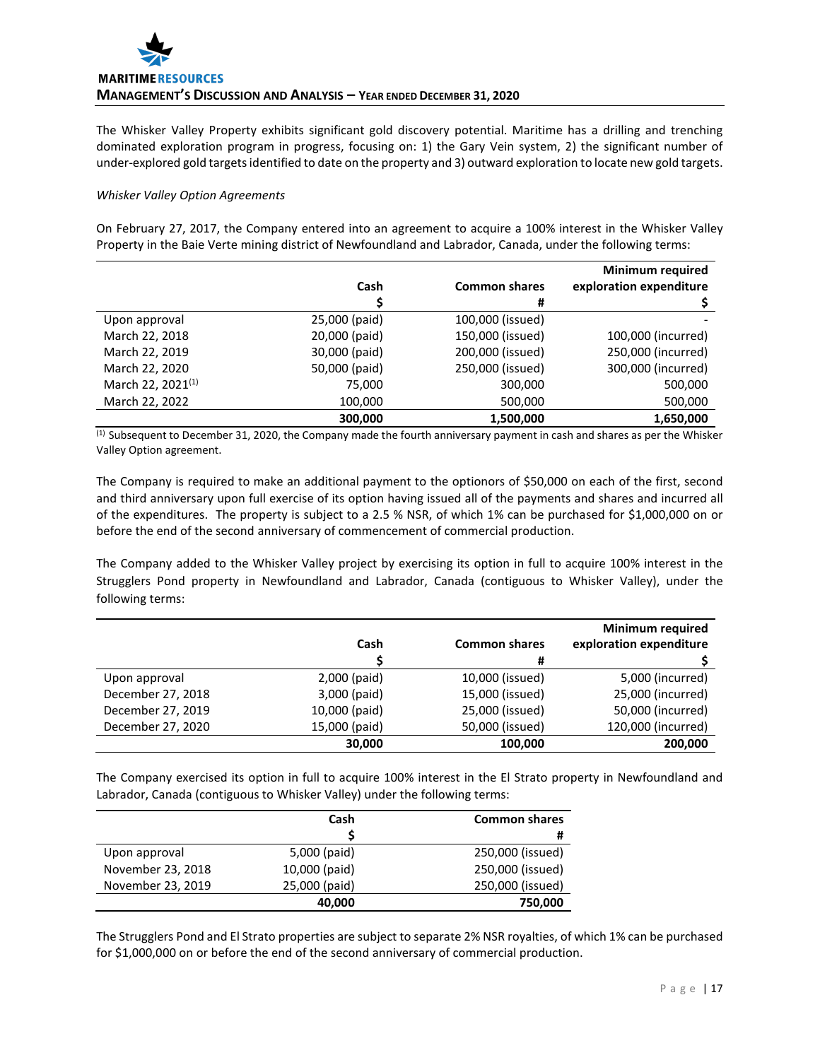The Whisker Valley Property exhibits significant gold discovery potential. Maritime has a drilling and trenching dominated exploration program in progress, focusing on: 1) the Gary Vein system, 2) the significant number of under-explored gold targets identified to date on the property and 3) outward exploration to locate new gold targets.

*Whisker Valley Option Agreements*

On February 27, 2017, the Company entered into an agreement to acquire a 100% interest in the Whisker Valley Property in the Baie Verte mining district of Newfoundland and Labrador, Canada, under the following terms:

| | Cash<br>$ | Common shares<br># | Minimum required exploration expenditure<br>$ |
|---|---|---|---|
| Upon approval | 25,000 (paid) | 100,000 (issued) | - |
| March 22, 2018 | 20,000 (paid) | 150,000 (issued) | 100,000 (incurred) |
| March 22, 2019 | 30,000 (paid) | 200,000 (issued) | 250,000 (incurred) |
| March 22, 2020 | 50,000 (paid) | 250,000 (issued) | 300,000 (incurred) |
| March 22, 2021[1] | 75,000 | 300,000 | 500,000 |
| March 22, 2022 | 100,000 | 500,000 | 500,000 |
| | **300,000** | **1,500,000** | **1,650,000** |

[1] Subsequent to December 31, 2020, the Company made the fourth anniversary payment in cash and shares as per the Whisker Valley Option agreement.

The Company is required to make an additional payment to the optionors of $50,000 on each of the first, second and third anniversary upon full exercise of its option having issued all of the payments and shares and incurred all of the expenditures. The property is subject to a 2.5 % NSR, of which 1% can be purchased for $1,000,000 on or before the end of the second anniversary of commencement of commercial production.

The Company added to the Whisker Valley project by exercising its option in full to acquire 100% interest in the Strugglers Pond property in Newfoundland and Labrador, Canada (contiguous to Whisker Valley), under the following terms:

| | Cash<br>$ | Common shares<br># | Minimum required exploration expenditure<br>$ |
|---|---|---|---|
| Upon approval | 2,000 (paid) | 10,000 (issued) | 5,000 (incurred) |
| December 27, 2018 | 3,000 (paid) | 15,000 (issued) | 25,000 (incurred) |
| December 27, 2019 | 10,000 (paid) | 25,000 (issued) | 50,000 (incurred) |
| December 27, 2020 | 15,000 (paid) | 50,000 (issued) | 120,000 (incurred) |
| | **30,000** | **100,000** | **200,000** |

The Company exercised its option in full to acquire 100% interest in the El Strato property in Newfoundland and Labrador, Canada (contiguous to Whisker Valley) under the following terms:

| | Cash<br>$ | Common shares<br># |
|---|---|---|
| Upon approval | 5,000 (paid) | 250,000 (issued) |
| November 23, 2018 | 10,000 (paid) | 250,000 (issued) |
| November 23, 2019 | 25,000 (paid) | 250,000 (issued) |
| | **40,000** | **750,000** |

The Strugglers Pond and El Strato properties are subject to separate 2% NSR royalties, of which 1% can be purchased for $1,000,000 on or before the end of the second anniversary of commercial production.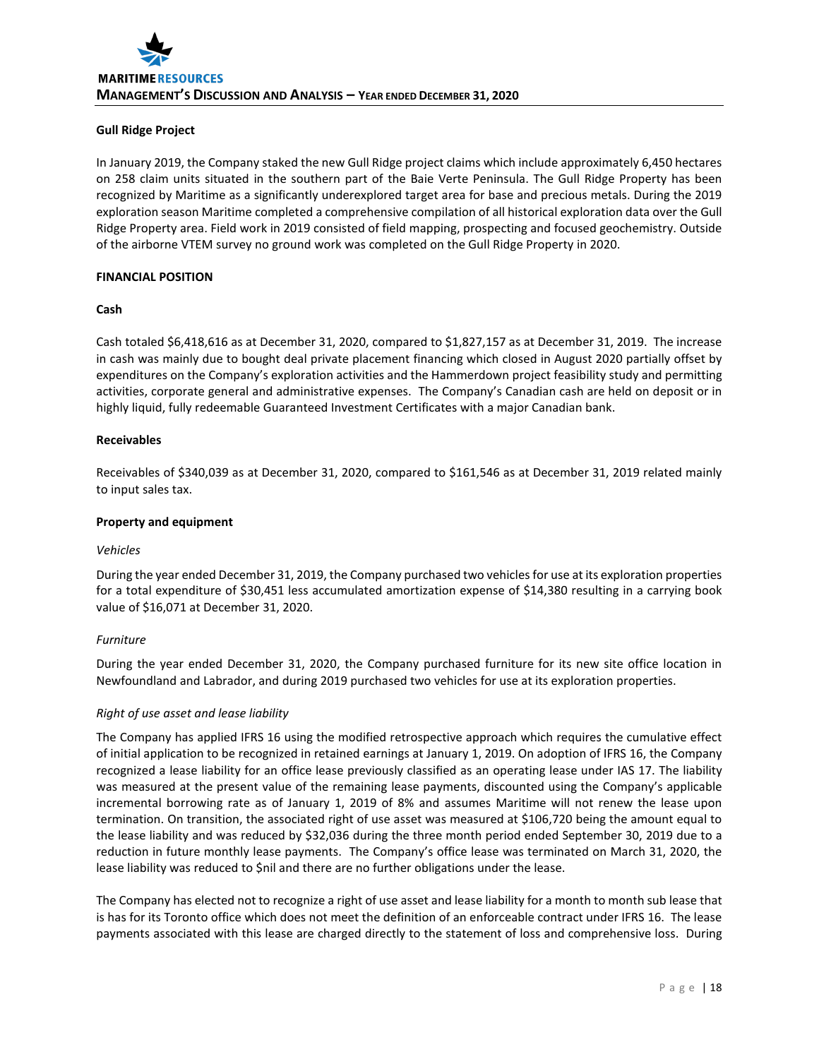### Gull Ridge Project

In January 2019, the Company staked the new Gull Ridge project claims which include approximately 6,450 hectares on 258 claim units situated in the southern part of the Baie Verte Peninsula. The Gull Ridge Property has been recognized by Maritime as a significantly underexplored target area for base and precious metals. During the 2019 exploration season Maritime completed a comprehensive compilation of all historical exploration data over the Gull Ridge Property area. Field work in 2019 consisted of field mapping, prospecting and focused geochemistry. Outside of the airborne VTEM survey no ground work was completed on the Gull Ridge Property in 2020.

## FINANCIAL POSITION

### Cash

Cash totaled $6,418,616 as at December 31, 2020, compared to $1,827,157 as at December 31, 2019. The increase in cash was mainly due to bought deal private placement financing which closed in August 2020 partially offset by expenditures on the Company's exploration activities and the Hammerdown project feasibility study and permitting activities, corporate general and administrative expenses. The Company's Canadian cash are held on deposit or in highly liquid, fully redeemable Guaranteed Investment Certificates with a major Canadian bank.

### Receivables

Receivables of $340,039 as at December 31, 2020, compared to $161,546 as at December 31, 2019 related mainly to input sales tax.

### Property and equipment

*Vehicles*

During the year ended December 31, 2019, the Company purchased two vehicles for use at its exploration properties for a total expenditure of $30,451 less accumulated amortization expense of $14,380 resulting in a carrying book value of $16,071 at December 31, 2020.

*Furniture*

During the year ended December 31, 2020, the Company purchased furniture for its new site office location in Newfoundland and Labrador, and during 2019 purchased two vehicles for use at its exploration properties.

*Right of use asset and lease liability*

The Company has applied IFRS 16 using the modified retrospective approach which requires the cumulative effect of initial application to be recognized in retained earnings at January 1, 2019. On adoption of IFRS 16, the Company recognized a lease liability for an office lease previously classified as an operating lease under IAS 17. The liability was measured at the present value of the remaining lease payments, discounted using the Company's applicable incremental borrowing rate as of January 1, 2019 of 8% and assumes Maritime will not renew the lease upon termination. On transition, the associated right of use asset was measured at $106,720 being the amount equal to the lease liability and was reduced by $32,036 during the three month period ended September 30, 2019 due to a reduction in future monthly lease payments. The Company's office lease was terminated on March 31, 2020, the lease liability was reduced to $nil and there are no further obligations under the lease.

The Company has elected not to recognize a right of use asset and lease liability for a month to month sub lease that is has for its Toronto office which does not meet the definition of an enforceable contract under IFRS 16. The lease payments associated with this lease are charged directly to the statement of loss and comprehensive loss. During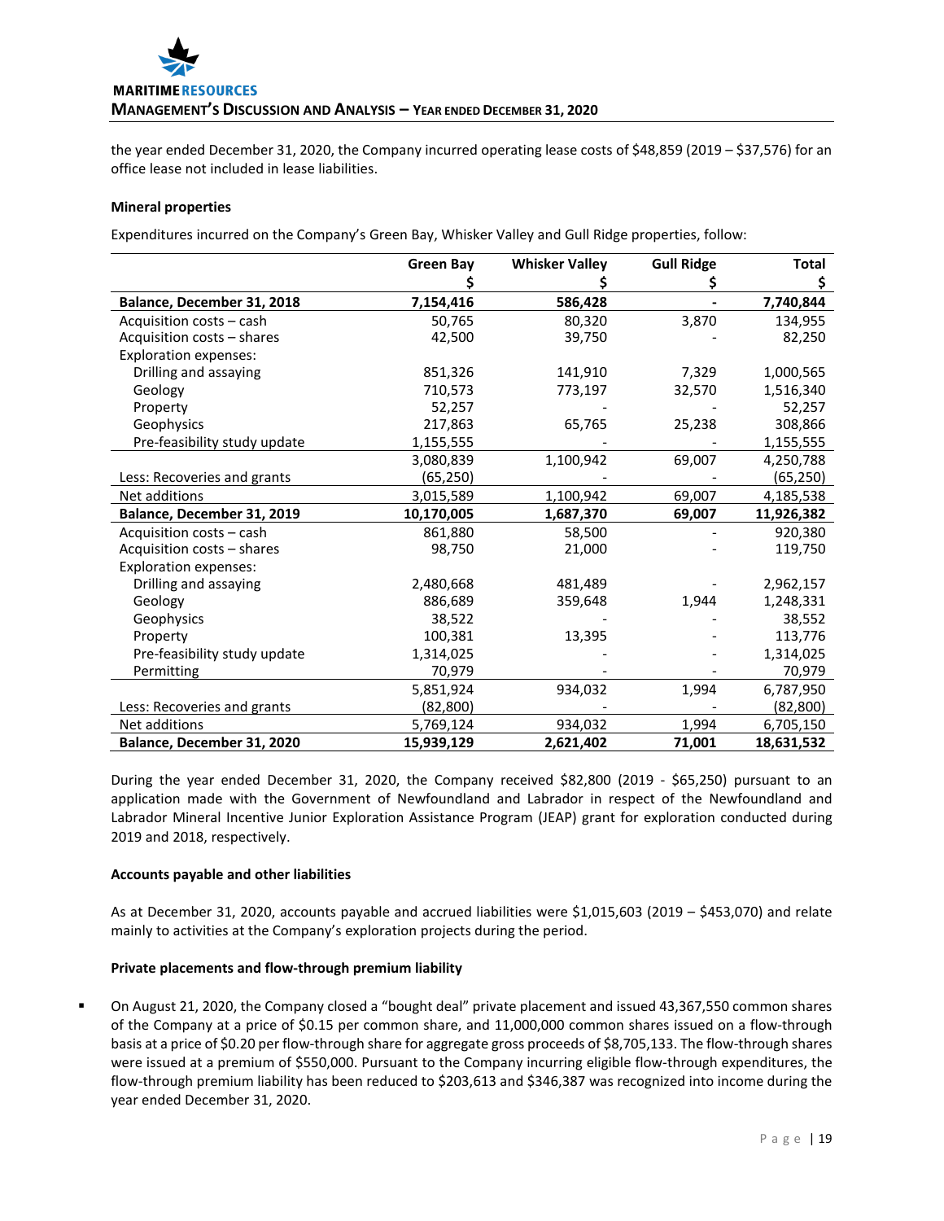the year ended December 31, 2020, the Company incurred operating lease costs of $48,859 (2019 – $37,576) for an office lease not included in lease liabilities.

**Mineral properties**

Expenditures incurred on the Company's Green Bay, Whisker Valley and Gull Ridge properties, follow:

| | Green Bay<br>$ | Whisker Valley<br>$ | Gull Ridge<br>$ | Total<br>$ |
|---|---|---|---|---|
| **Balance, December 31, 2018** | **7,154,416** | **586,428** | **-** | **7,740,844** |
| Acquisition costs – cash | 50,765 | 80,320 | 3,870 | 134,955 |
| Acquisition costs – shares | 42,500 | 39,750 | - | 82,250 |
| Exploration expenses: | | | | |
| Drilling and assaying | 851,326 | 141,910 | 7,329 | 1,000,565 |
| Geology | 710,573 | 773,197 | 32,570 | 1,516,340 |
| Property | 52,257 | - | - | 52,257 |
| Geophysics | 217,863 | 65,765 | 25,238 | 308,866 |
| Pre-feasibility study update | 1,155,555 | - | - | 1,155,555 |
| | 3,080,839 | 1,100,942 | 69,007 | 4,250,788 |
| Less: Recoveries and grants | (65,250) | - | - | (65,250) |
| Net additions | 3,015,589 | 1,100,942 | 69,007 | 4,185,538 |
| **Balance, December 31, 2019** | **10,170,005** | **1,687,370** | **69,007** | **11,926,382** |
| Acquisition costs – cash | 861,880 | 58,500 | - | 920,380 |
| Acquisition costs – shares | 98,750 | 21,000 | - | 119,750 |
| Exploration expenses: | | | | |
| Drilling and assaying | 2,480,668 | 481,489 | - | 2,962,157 |
| Geology | 886,689 | 359,648 | 1,944 | 1,248,331 |
| Geophysics | 38,522 | - | - | 38,552 |
| Property | 100,381 | 13,395 | - | 113,776 |
| Pre-feasibility study update | 1,314,025 | - | - | 1,314,025 |
| Permitting | 70,979 | - | - | 70,979 |
| | 5,851,924 | 934,032 | 1,994 | 6,787,950 |
| Less: Recoveries and grants | (82,800) | - | - | (82,800) |
| Net additions | 5,769,124 | 934,032 | 1,994 | 6,705,150 |
| **Balance, December 31, 2020** | **15,939,129** | **2,621,402** | **71,001** | **18,631,532** |

During the year ended December 31, 2020, the Company received $82,800 (2019 - $65,250) pursuant to an application made with the Government of Newfoundland and Labrador in respect of the Newfoundland and Labrador Mineral Incentive Junior Exploration Assistance Program (JEAP) grant for exploration conducted during 2019 and 2018, respectively.

**Accounts payable and other liabilities**

As at December 31, 2020, accounts payable and accrued liabilities were $1,015,603 (2019 – $453,070) and relate mainly to activities at the Company's exploration projects during the period.

**Private placements and flow-through premium liability**

- On August 21, 2020, the Company closed a "bought deal" private placement and issued 43,367,550 common shares of the Company at a price of $0.15 per common share, and 11,000,000 common shares issued on a flow-through basis at a price of $0.20 per flow-through share for aggregate gross proceeds of $8,705,133. The flow-through shares were issued at a premium of $550,000. Pursuant to the Company incurring eligible flow-through expenditures, the flow-through premium liability has been reduced to $203,613 and $346,387 was recognized into income during the year ended December 31, 2020.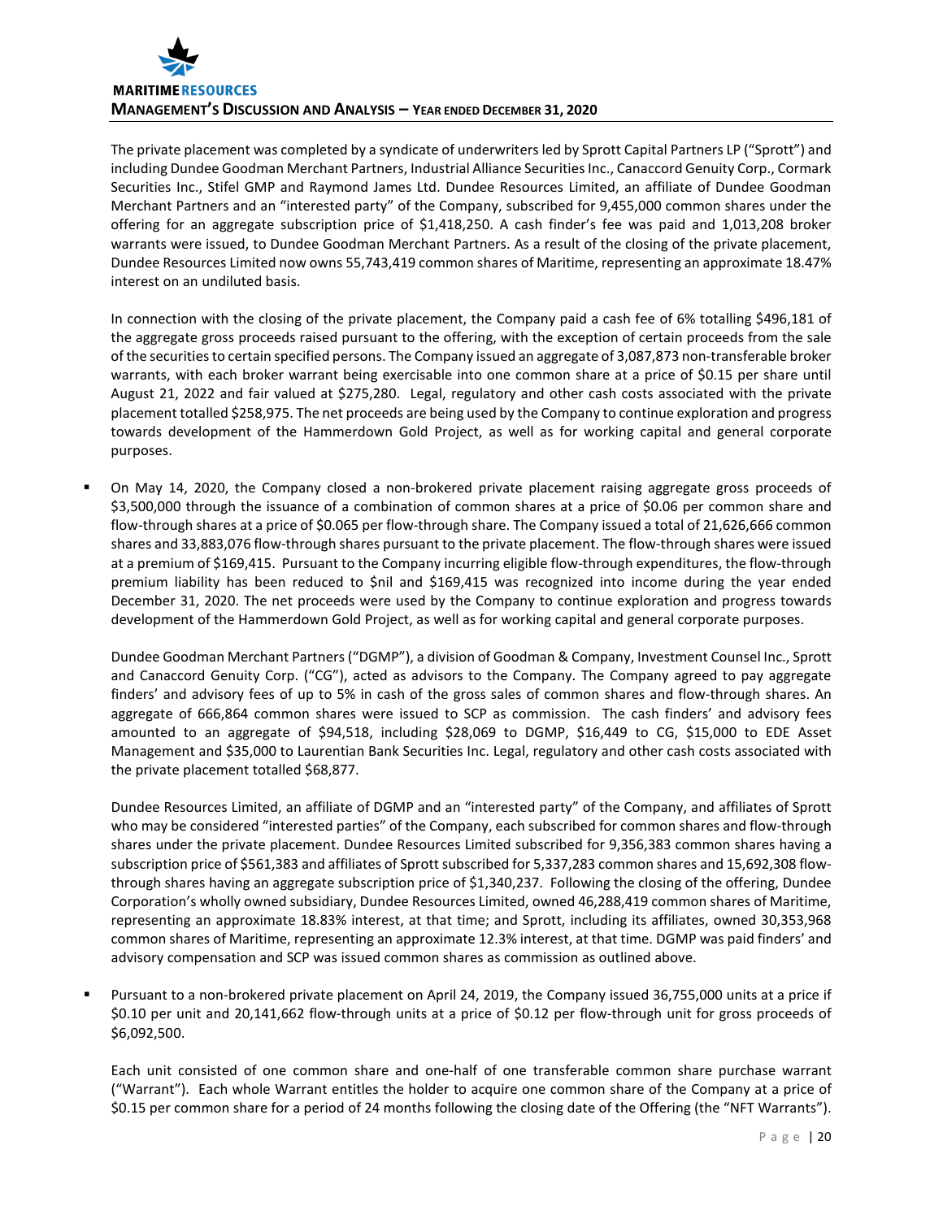The private placement was completed by a syndicate of underwriters led by Sprott Capital Partners LP ("Sprott") and including Dundee Goodman Merchant Partners, Industrial Alliance Securities Inc., Canaccord Genuity Corp., Cormark Securities Inc., Stifel GMP and Raymond James Ltd. Dundee Resources Limited, an affiliate of Dundee Goodman Merchant Partners and an "interested party" of the Company, subscribed for 9,455,000 common shares under the offering for an aggregate subscription price of $1,418,250. A cash finder's fee was paid and 1,013,208 broker warrants were issued, to Dundee Goodman Merchant Partners. As a result of the closing of the private placement, Dundee Resources Limited now owns 55,743,419 common shares of Maritime, representing an approximate 18.47% interest on an undiluted basis.

In connection with the closing of the private placement, the Company paid a cash fee of 6% totalling $496,181 of the aggregate gross proceeds raised pursuant to the offering, with the exception of certain proceeds from the sale of the securities to certain specified persons. The Company issued an aggregate of 3,087,873 non-transferable broker warrants, with each broker warrant being exercisable into one common share at a price of $0.15 per share until August 21, 2022 and fair valued at $275,280. Legal, regulatory and other cash costs associated with the private placement totalled $258,975. The net proceeds are being used by the Company to continue exploration and progress towards development of the Hammerdown Gold Project, as well as for working capital and general corporate purposes.

- On May 14, 2020, the Company closed a non-brokered private placement raising aggregate gross proceeds of $3,500,000 through the issuance of a combination of common shares at a price of $0.06 per common share and flow-through shares at a price of $0.065 per flow-through share. The Company issued a total of 21,626,666 common shares and 33,883,076 flow-through shares pursuant to the private placement. The flow-through shares were issued at a premium of $169,415. Pursuant to the Company incurring eligible flow-through expenditures, the flow-through premium liability has been reduced to $nil and $169,415 was recognized into income during the year ended December 31, 2020. The net proceeds were used by the Company to continue exploration and progress towards development of the Hammerdown Gold Project, as well as for working capital and general corporate purposes.

  Dundee Goodman Merchant Partners ("DGMP"), a division of Goodman & Company, Investment Counsel Inc., Sprott and Canaccord Genuity Corp. ("CG"), acted as advisors to the Company. The Company agreed to pay aggregate finders' and advisory fees of up to 5% in cash of the gross sales of common shares and flow-through shares. An aggregate of 666,864 common shares were issued to SCP as commission. The cash finders' and advisory fees amounted to an aggregate of $94,518, including $28,069 to DGMP, $16,449 to CG, $15,000 to EDE Asset Management and $35,000 to Laurentian Bank Securities Inc. Legal, regulatory and other cash costs associated with the private placement totalled $68,877.

  Dundee Resources Limited, an affiliate of DGMP and an "interested party" of the Company, and affiliates of Sprott who may be considered "interested parties" of the Company, each subscribed for common shares and flow-through shares under the private placement. Dundee Resources Limited subscribed for 9,356,383 common shares having a subscription price of $561,383 and affiliates of Sprott subscribed for 5,337,283 common shares and 15,692,308 flow-through shares having an aggregate subscription price of $1,340,237. Following the closing of the offering, Dundee Corporation's wholly owned subsidiary, Dundee Resources Limited, owned 46,288,419 common shares of Maritime, representing an approximate 18.83% interest, at that time; and Sprott, including its affiliates, owned 30,353,968 common shares of Maritime, representing an approximate 12.3% interest, at that time. DGMP was paid finders' and advisory compensation and SCP was issued common shares as commission as outlined above.

- Pursuant to a non-brokered private placement on April 24, 2019, the Company issued 36,755,000 units at a price if $0.10 per unit and 20,141,662 flow-through units at a price of $0.12 per flow-through unit for gross proceeds of $6,092,500.

  Each unit consisted of one common share and one-half of one transferable common share purchase warrant ("Warrant"). Each whole Warrant entitles the holder to acquire one common share of the Company at a price of $0.15 per common share for a period of 24 months following the closing date of the Offering (the "NFT Warrants").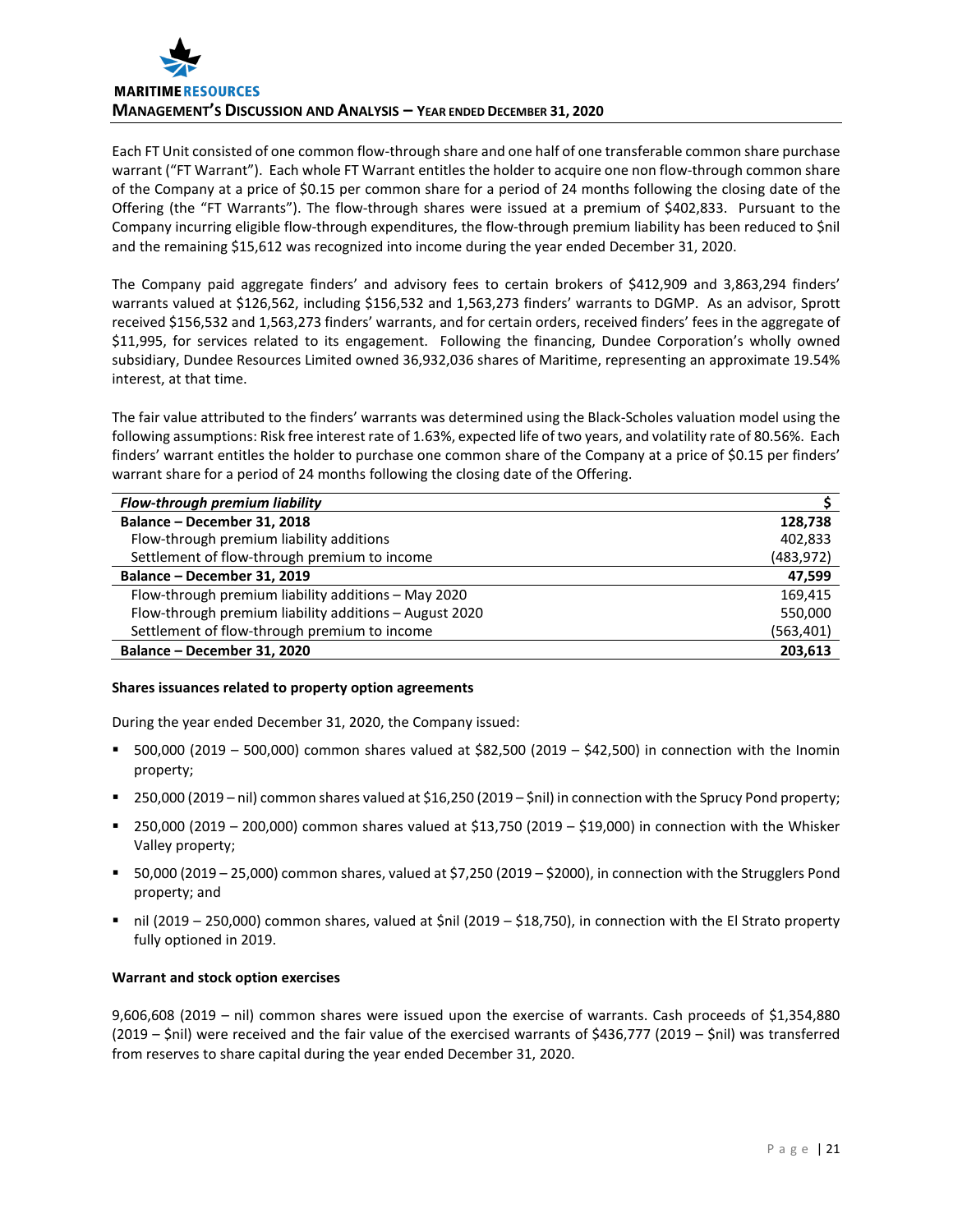Each FT Unit consisted of one common flow-through share and one half of one transferable common share purchase warrant ("FT Warrant"). Each whole FT Warrant entitles the holder to acquire one non flow-through common share of the Company at a price of $0.15 per common share for a period of 24 months following the closing date of the Offering (the "FT Warrants"). The flow-through shares were issued at a premium of $402,833. Pursuant to the Company incurring eligible flow-through expenditures, the flow-through premium liability has been reduced to $nil and the remaining $15,612 was recognized into income during the year ended December 31, 2020.

The Company paid aggregate finders' and advisory fees to certain brokers of $412,909 and 3,863,294 finders' warrants valued at $126,562, including $156,532 and 1,563,273 finders' warrants to DGMP. As an advisor, Sprott received $156,532 and 1,563,273 finders' warrants, and for certain orders, received finders' fees in the aggregate of $11,995, for services related to its engagement. Following the financing, Dundee Corporation's wholly owned subsidiary, Dundee Resources Limited owned 36,932,036 shares of Maritime, representing an approximate 19.54% interest, at that time.

The fair value attributed to the finders' warrants was determined using the Black-Scholes valuation model using the following assumptions: Risk free interest rate of 1.63%, expected life of two years, and volatility rate of 80.56%. Each finders' warrant entitles the holder to purchase one common share of the Company at a price of $0.15 per finders' warrant share for a period of 24 months following the closing date of the Offering.

| ***Flow-through premium liability*** | **$** |
|---|---|
| **Balance – December 31, 2018** | **128,738** |
| Flow-through premium liability additions | 402,833 |
| Settlement of flow-through premium to income | (483,972) |
| **Balance – December 31, 2019** | **47,599** |
| Flow-through premium liability additions – May 2020 | 169,415 |
| Flow-through premium liability additions – August 2020 | 550,000 |
| Settlement of flow-through premium to income | (563,401) |
| **Balance – December 31, 2020** | **203,613** |

**Shares issuances related to property option agreements**

During the year ended December 31, 2020, the Company issued:

- 500,000 (2019 – 500,000) common shares valued at $82,500 (2019 – $42,500) in connection with the Inomin property;
- 250,000 (2019 – nil) common shares valued at $16,250 (2019 – $nil) in connection with the Sprucy Pond property;
- 250,000 (2019 – 200,000) common shares valued at $13,750 (2019 – $19,000) in connection with the Whisker Valley property;
- 50,000 (2019 – 25,000) common shares, valued at $7,250 (2019 – $2000), in connection with the Strugglers Pond property; and
- nil (2019 – 250,000) common shares, valued at $nil (2019 – $18,750), in connection with the El Strato property fully optioned in 2019.

**Warrant and stock option exercises**

9,606,608 (2019 – nil) common shares were issued upon the exercise of warrants. Cash proceeds of $1,354,880 (2019 – $nil) were received and the fair value of the exercised warrants of $436,777 (2019 – $nil) was transferred from reserves to share capital during the year ended December 31, 2020.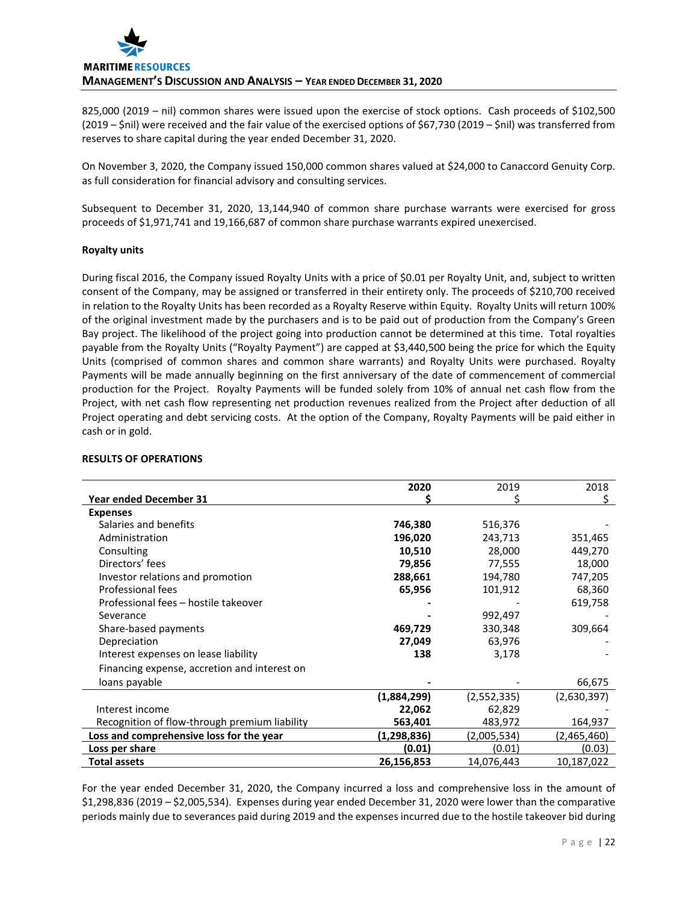825,000 (2019 – nil) common shares were issued upon the exercise of stock options. Cash proceeds of $102,500 (2019 – $nil) were received and the fair value of the exercised options of $67,730 (2019 – $nil) was transferred from reserves to share capital during the year ended December 31, 2020.

On November 3, 2020, the Company issued 150,000 common shares valued at $24,000 to Canaccord Genuity Corp. as full consideration for financial advisory and consulting services.

Subsequent to December 31, 2020, 13,144,940 of common share purchase warrants were exercised for gross proceeds of $1,971,741 and 19,166,687 of common share purchase warrants expired unexercised.

**Royalty units**

During fiscal 2016, the Company issued Royalty Units with a price of $0.01 per Royalty Unit, and, subject to written consent of the Company, may be assigned or transferred in their entirety only. The proceeds of $210,700 received in relation to the Royalty Units has been recorded as a Royalty Reserve within Equity. Royalty Units will return 100% of the original investment made by the purchasers and is to be paid out of production from the Company's Green Bay project. The likelihood of the project going into production cannot be determined at this time. Total royalties payable from the Royalty Units ("Royalty Payment") are capped at $3,440,500 being the price for which the Equity Units (comprised of common shares and common share warrants) and Royalty Units were purchased. Royalty Payments will be made annually beginning on the first anniversary of the date of commencement of commercial production for the Project. Royalty Payments will be funded solely from 10% of annual net cash flow from the Project, with net cash flow representing net production revenues realized from the Project after deduction of all Project operating and debt servicing costs. At the option of the Company, Royalty Payments will be paid either in cash or in gold.

**RESULTS OF OPERATIONS**

| Year ended December 31 | **2020** **$** | 2019 $ | 2018 $ |
|---|---|---|---|
| **Expenses** | | | |
| Salaries and benefits | **746,380** | 516,376 | - |
| Administration | **196,020** | 243,713 | 351,465 |
| Consulting | **10,510** | 28,000 | 449,270 |
| Directors' fees | **79,856** | 77,555 | 18,000 |
| Investor relations and promotion | **288,661** | 194,780 | 747,205 |
| Professional fees | **65,956** | 101,912 | 68,360 |
| Professional fees – hostile takeover | **-** | - | 619,758 |
| Severance | **-** | 992,497 | - |
| Share-based payments | **469,729** | 330,348 | 309,664 |
| Depreciation | **27,049** | 63,976 | - |
| Interest expenses on lease liability | **138** | 3,178 | - |
| Financing expense, accretion and interest on loans payable | **-** | - | 66,675 |
| | **(1,884,299)** | (2,552,335) | (2,630,397) |
| Interest income | **22,062** | 62,829 | - |
| Recognition of flow-through premium liability | **563,401** | 483,972 | 164,937 |
| **Loss and comprehensive loss for the year** | **(1,298,836)** | (2,005,534) | (2,465,460) |
| **Loss per share** | **(0.01)** | (0.01) | (0.03) |
| **Total assets** | **26,156,853** | 14,076,443 | 10,187,022 |

For the year ended December 31, 2020, the Company incurred a loss and comprehensive loss in the amount of $1,298,836 (2019 – $2,005,534). Expenses during year ended December 31, 2020 were lower than the comparative periods mainly due to severances paid during 2019 and the expenses incurred due to the hostile takeover bid during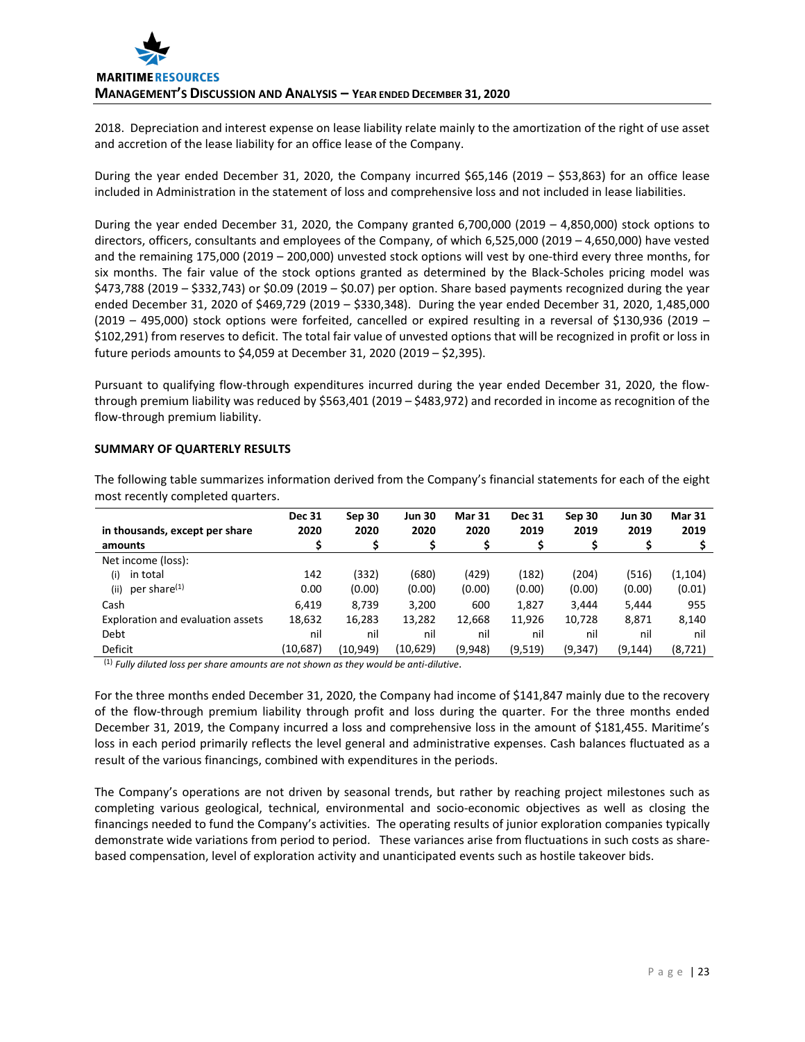2018. Depreciation and interest expense on lease liability relate mainly to the amortization of the right of use asset and accretion of the lease liability for an office lease of the Company.

During the year ended December 31, 2020, the Company incurred $65,146 (2019 – $53,863) for an office lease included in Administration in the statement of loss and comprehensive loss and not included in lease liabilities.

During the year ended December 31, 2020, the Company granted 6,700,000 (2019 – 4,850,000) stock options to directors, officers, consultants and employees of the Company, of which 6,525,000 (2019 – 4,650,000) have vested and the remaining 175,000 (2019 – 200,000) unvested stock options will vest by one-third every three months, for six months. The fair value of the stock options granted as determined by the Black-Scholes pricing model was $473,788 (2019 – $332,743) or $0.09 (2019 – $0.07) per option. Share based payments recognized during the year ended December 31, 2020 of $469,729 (2019 – $330,348). During the year ended December 31, 2020, 1,485,000 (2019 – 495,000) stock options were forfeited, cancelled or expired resulting in a reversal of $130,936 (2019 – $102,291) from reserves to deficit. The total fair value of unvested options that will be recognized in profit or loss in future periods amounts to $4,059 at December 31, 2020 (2019 – $2,395).

Pursuant to qualifying flow-through expenditures incurred during the year ended December 31, 2020, the flow-through premium liability was reduced by $563,401 (2019 – $483,972) and recorded in income as recognition of the flow-through premium liability.

## SUMMARY OF QUARTERLY RESULTS

The following table summarizes information derived from the Company's financial statements for each of the eight most recently completed quarters.

| in thousands, except per share amounts | Dec 31 2020 $ | Sep 30 2020 $ | Jun 30 2020 $ | Mar 31 2020 $ | Dec 31 2019 $ | Sep 30 2019 $ | Jun 30 2019 $ | Mar 31 2019 $ |
|---|---|---|---|---|---|---|---|---|
| Net income (loss): | | | | | | | | |
| (i) in total | 142 | (332) | (680) | (429) | (182) | (204) | (516) | (1,104) |
| (ii) per share[1] | 0.00 | (0.00) | (0.00) | (0.00) | (0.00) | (0.00) | (0.00) | (0.01) |
| Cash | 6,419 | 8,739 | 3,200 | 600 | 1,827 | 3,444 | 5,444 | 955 |
| Exploration and evaluation assets | 18,632 | 16,283 | 13,282 | 12,668 | 11,926 | 10,728 | 8,871 | 8,140 |
| Debt | nil | nil | nil | nil | nil | nil | nil | nil |
| Deficit | (10,687) | (10,949) | (10,629) | (9,948) | (9,519) | (9,347) | (9,144) | (8,721) |

[1] *Fully diluted loss per share amounts are not shown as they would be anti-dilutive*.

For the three months ended December 31, 2020, the Company had income of $141,847 mainly due to the recovery of the flow-through premium liability through profit and loss during the quarter. For the three months ended December 31, 2019, the Company incurred a loss and comprehensive loss in the amount of $181,455. Maritime's loss in each period primarily reflects the level general and administrative expenses. Cash balances fluctuated as a result of the various financings, combined with expenditures in the periods.

The Company's operations are not driven by seasonal trends, but rather by reaching project milestones such as completing various geological, technical, environmental and socio-economic objectives as well as closing the financings needed to fund the Company's activities. The operating results of junior exploration companies typically demonstrate wide variations from period to period. These variances arise from fluctuations in such costs as share-based compensation, level of exploration activity and unanticipated events such as hostile takeover bids.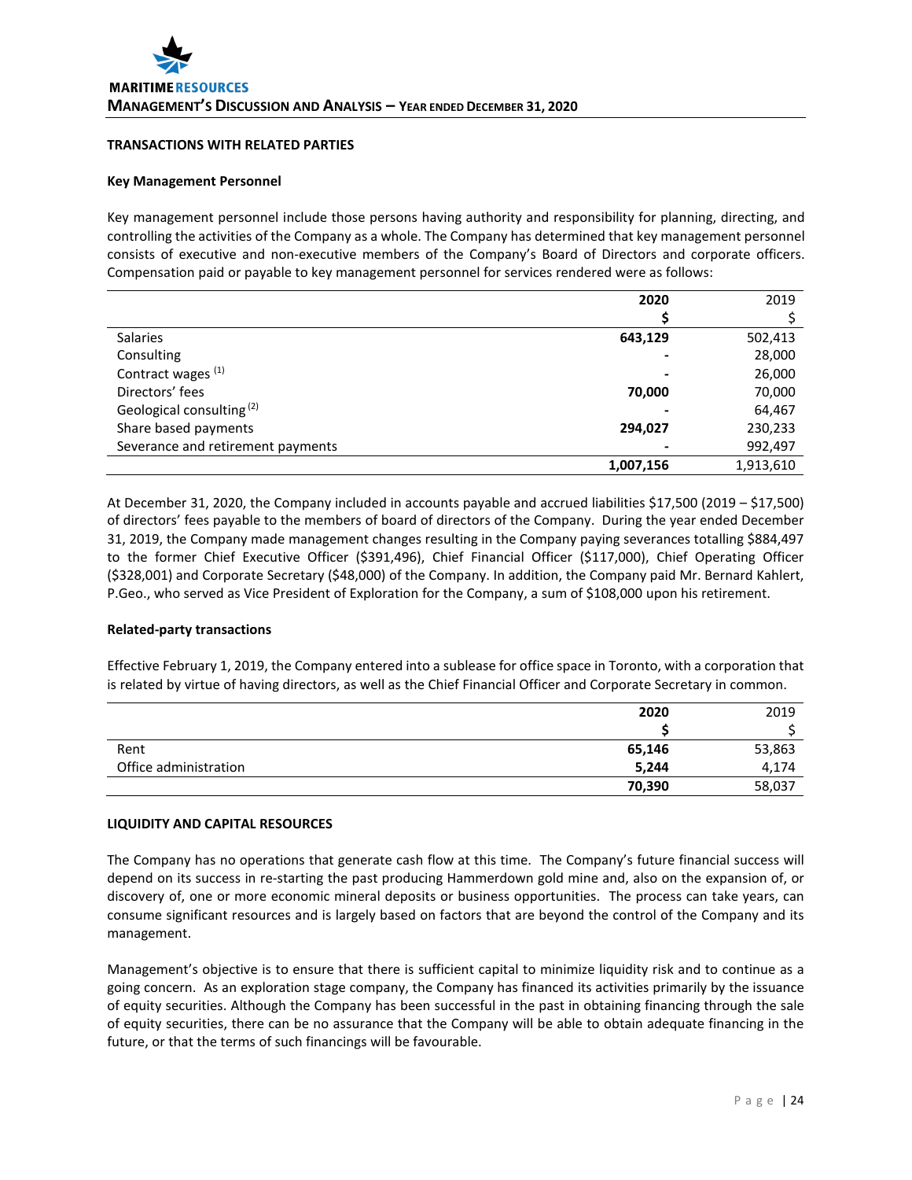## TRANSACTIONS WITH RELATED PARTIES

### Key Management Personnel

Key management personnel include those persons having authority and responsibility for planning, directing, and controlling the activities of the Company as a whole. The Company has determined that key management personnel consists of executive and non-executive members of the Company's Board of Directors and corporate officers. Compensation paid or payable to key management personnel for services rendered were as follows:

| | **2020** | 2019 |
|---|---|---|
| | **$** | $ |
| Salaries | **643,129** | 502,413 |
| Consulting | **-** | 28,000 |
| Contract wages [(1)] | **-** | 26,000 |
| Directors' fees | **70,000** | 70,000 |
| Geological consulting [(2)] | **-** | 64,467 |
| Share based payments | **294,027** | 230,233 |
| Severance and retirement payments | **-** | 992,497 |
| | **1,007,156** | 1,913,610 |

At December 31, 2020, the Company included in accounts payable and accrued liabilities $17,500 (2019 – $17,500) of directors' fees payable to the members of board of directors of the Company. During the year ended December 31, 2019, the Company made management changes resulting in the Company paying severances totalling $884,497 to the former Chief Executive Officer ($391,496), Chief Financial Officer ($117,000), Chief Operating Officer ($328,001) and Corporate Secretary ($48,000) of the Company. In addition, the Company paid Mr. Bernard Kahlert, P.Geo., who served as Vice President of Exploration for the Company, a sum of $108,000 upon his retirement.

### Related-party transactions

Effective February 1, 2019, the Company entered into a sublease for office space in Toronto, with a corporation that is related by virtue of having directors, as well as the Chief Financial Officer and Corporate Secretary in common.

| | **2020** | 2019 |
|---|---|---|
| | **$** | $ |
| Rent | **65,146** | 53,863 |
| Office administration | **5,244** | 4,174 |
| | **70,390** | 58,037 |

## LIQUIDITY AND CAPITAL RESOURCES

The Company has no operations that generate cash flow at this time. The Company's future financial success will depend on its success in re-starting the past producing Hammerdown gold mine and, also on the expansion of, or discovery of, one or more economic mineral deposits or business opportunities. The process can take years, can consume significant resources and is largely based on factors that are beyond the control of the Company and its management.

Management's objective is to ensure that there is sufficient capital to minimize liquidity risk and to continue as a going concern. As an exploration stage company, the Company has financed its activities primarily by the issuance of equity securities. Although the Company has been successful in the past in obtaining financing through the sale of equity securities, there can be no assurance that the Company will be able to obtain adequate financing in the future, or that the terms of such financings will be favourable.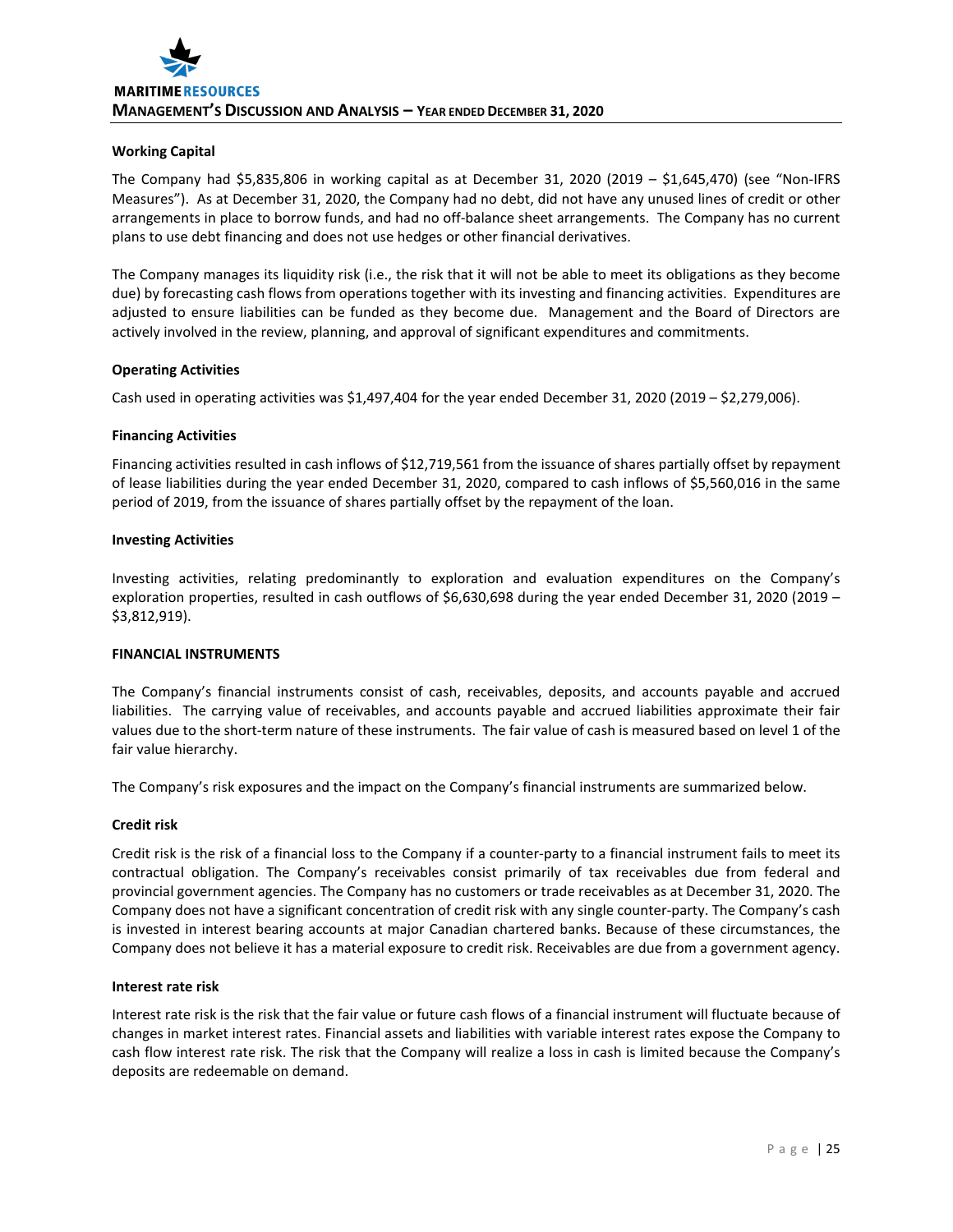### Working Capital

The Company had $5,835,806 in working capital as at December 31, 2020 (2019 – $1,645,470) (see "Non-IFRS Measures"). As at December 31, 2020, the Company had no debt, did not have any unused lines of credit or other arrangements in place to borrow funds, and had no off-balance sheet arrangements. The Company has no current plans to use debt financing and does not use hedges or other financial derivatives.

The Company manages its liquidity risk (i.e., the risk that it will not be able to meet its obligations as they become due) by forecasting cash flows from operations together with its investing and financing activities. Expenditures are adjusted to ensure liabilities can be funded as they become due. Management and the Board of Directors are actively involved in the review, planning, and approval of significant expenditures and commitments.

### Operating Activities

Cash used in operating activities was $1,497,404 for the year ended December 31, 2020 (2019 – $2,279,006).

### Financing Activities

Financing activities resulted in cash inflows of $12,719,561 from the issuance of shares partially offset by repayment of lease liabilities during the year ended December 31, 2020, compared to cash inflows of $5,560,016 in the same period of 2019, from the issuance of shares partially offset by the repayment of the loan.

### Investing Activities

Investing activities, relating predominantly to exploration and evaluation expenditures on the Company's exploration properties, resulted in cash outflows of $6,630,698 during the year ended December 31, 2020 (2019 – $3,812,919).

## FINANCIAL INSTRUMENTS

The Company's financial instruments consist of cash, receivables, deposits, and accounts payable and accrued liabilities. The carrying value of receivables, and accounts payable and accrued liabilities approximate their fair values due to the short-term nature of these instruments. The fair value of cash is measured based on level 1 of the fair value hierarchy.

The Company's risk exposures and the impact on the Company's financial instruments are summarized below.

### Credit risk

Credit risk is the risk of a financial loss to the Company if a counter-party to a financial instrument fails to meet its contractual obligation. The Company's receivables consist primarily of tax receivables due from federal and provincial government agencies. The Company has no customers or trade receivables as at December 31, 2020. The Company does not have a significant concentration of credit risk with any single counter-party. The Company's cash is invested in interest bearing accounts at major Canadian chartered banks. Because of these circumstances, the Company does not believe it has a material exposure to credit risk. Receivables are due from a government agency.

### Interest rate risk

Interest rate risk is the risk that the fair value or future cash flows of a financial instrument will fluctuate because of changes in market interest rates. Financial assets and liabilities with variable interest rates expose the Company to cash flow interest rate risk. The risk that the Company will realize a loss in cash is limited because the Company's deposits are redeemable on demand.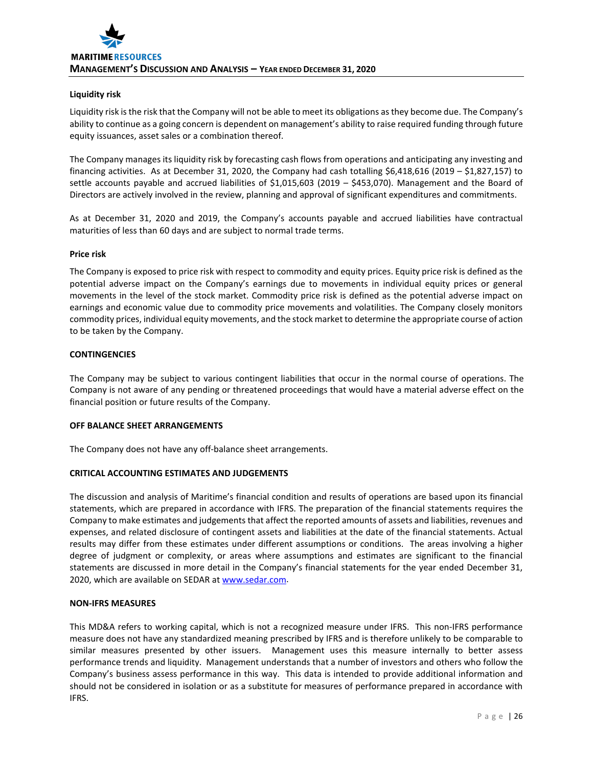**Liquidity risk**

Liquidity risk is the risk that the Company will not be able to meet its obligations as they become due. The Company's ability to continue as a going concern is dependent on management's ability to raise required funding through future equity issuances, asset sales or a combination thereof.

The Company manages its liquidity risk by forecasting cash flows from operations and anticipating any investing and financing activities. As at December 31, 2020, the Company had cash totalling $6,418,616 (2019 – $1,827,157) to settle accounts payable and accrued liabilities of $1,015,603 (2019 – $453,070). Management and the Board of Directors are actively involved in the review, planning and approval of significant expenditures and commitments.

As at December 31, 2020 and 2019, the Company's accounts payable and accrued liabilities have contractual maturities of less than 60 days and are subject to normal trade terms.

**Price risk**

The Company is exposed to price risk with respect to commodity and equity prices. Equity price risk is defined as the potential adverse impact on the Company's earnings due to movements in individual equity prices or general movements in the level of the stock market. Commodity price risk is defined as the potential adverse impact on earnings and economic value due to commodity price movements and volatilities. The Company closely monitors commodity prices, individual equity movements, and the stock market to determine the appropriate course of action to be taken by the Company.

## CONTINGENCIES

The Company may be subject to various contingent liabilities that occur in the normal course of operations. The Company is not aware of any pending or threatened proceedings that would have a material adverse effect on the financial position or future results of the Company.

## OFF BALANCE SHEET ARRANGEMENTS

The Company does not have any off-balance sheet arrangements.

## CRITICAL ACCOUNTING ESTIMATES AND JUDGEMENTS

The discussion and analysis of Maritime's financial condition and results of operations are based upon its financial statements, which are prepared in accordance with IFRS. The preparation of the financial statements requires the Company to make estimates and judgements that affect the reported amounts of assets and liabilities, revenues and expenses, and related disclosure of contingent assets and liabilities at the date of the financial statements. Actual results may differ from these estimates under different assumptions or conditions. The areas involving a higher degree of judgment or complexity, or areas where assumptions and estimates are significant to the financial statements are discussed in more detail in the Company's financial statements for the year ended December 31, 2020, which are available on SEDAR at www.sedar.com.

## NON-IFRS MEASURES

This MD&A refers to working capital, which is not a recognized measure under IFRS. This non-IFRS performance measure does not have any standardized meaning prescribed by IFRS and is therefore unlikely to be comparable to similar measures presented by other issuers. Management uses this measure internally to better assess performance trends and liquidity. Management understands that a number of investors and others who follow the Company's business assess performance in this way. This data is intended to provide additional information and should not be considered in isolation or as a substitute for measures of performance prepared in accordance with IFRS.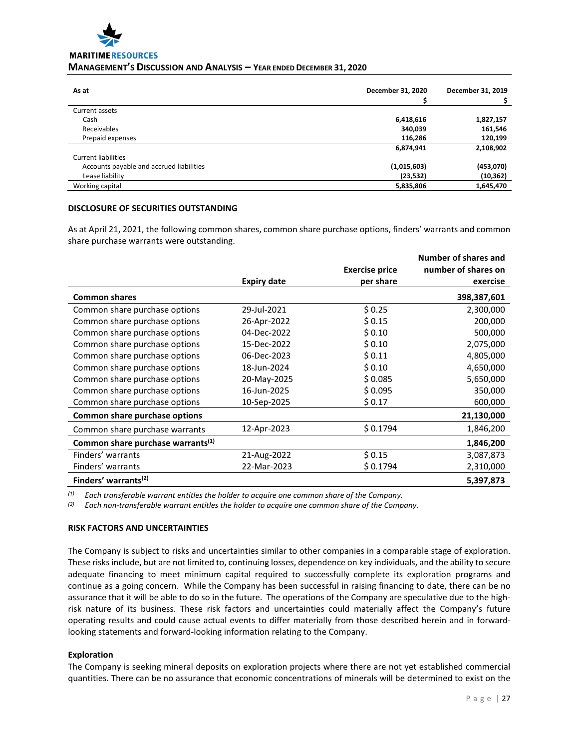| As at | December 31, 2020<br>$ | December 31, 2019<br>$ |
|---|---|---|
| Current assets | | |
| Cash | **6,418,616** | **1,827,157** |
| Receivables | **340,039** | **161,546** |
| Prepaid expenses | **116,286** | **120,199** |
| | **6,874,941** | **2,108,902** |
| Current liabilities | | |
| Accounts payable and accrued liabilities | **(1,015,603)** | **(453,070)** |
| Lease liability | **(23,532)** | **(10,362)** |
| Working capital | **5,835,806** | **1,645,470** |

**DISCLOSURE OF SECURITIES OUTSTANDING**

As at April 21, 2021, the following common shares, common share purchase options, finders' warrants and common share purchase warrants were outstanding.

| | Expiry date | Exercise price per share | Number of shares and number of shares on exercise |
|---|---|---|---|
| **Common shares** | | | **398,387,601** |
| Common share purchase options | 29-Jul-2021 | $ 0.25 | 2,300,000 |
| Common share purchase options | 26-Apr-2022 | $ 0.15 | 200,000 |
| Common share purchase options | 04-Dec-2022 | $ 0.10 | 500,000 |
| Common share purchase options | 15-Dec-2022 | $ 0.10 | 2,075,000 |
| Common share purchase options | 06-Dec-2023 | $ 0.11 | 4,805,000 |
| Common share purchase options | 18-Jun-2024 | $ 0.10 | 4,650,000 |
| Common share purchase options | 20-May-2025 | $ 0.085 | 5,650,000 |
| Common share purchase options | 16-Jun-2025 | $ 0.095 | 350,000 |
| Common share purchase options | 10-Sep-2025 | $ 0.17 | 600,000 |
| **Common share purchase options** | | | **21,130,000** |
| Common share purchase warrants | 12-Apr-2023 | $ 0.1794 | 1,846,200 |
| **Common share purchase warrants(1)** | | | **1,846,200** |
| Finders' warrants | 21-Aug-2022 | $ 0.15 | 3,087,873 |
| Finders' warrants | 22-Mar-2023 | $ 0.1794 | 2,310,000 |
| **Finders' warrants(2)** | | | **5,397,873** |

(1) *Each transferable warrant entitles the holder to acquire one common share of the Company.*

(2) *Each non-transferable warrant entitles the holder to acquire one common share of the Company.*

**RISK FACTORS AND UNCERTAINTIES**

The Company is subject to risks and uncertainties similar to other companies in a comparable stage of exploration. These risks include, but are not limited to, continuing losses, dependence on key individuals, and the ability to secure adequate financing to meet minimum capital required to successfully complete its exploration programs and continue as a going concern. While the Company has been successful in raising financing to date, there can be no assurance that it will be able to do so in the future. The operations of the Company are speculative due to the high-risk nature of its business. These risk factors and uncertainties could materially affect the Company's future operating results and could cause actual events to differ materially from those described herein and in forward-looking statements and forward-looking information relating to the Company.

**Exploration**

The Company is seeking mineral deposits on exploration projects where there are not yet established commercial quantities. There can be no assurance that economic concentrations of minerals will be determined to exist on the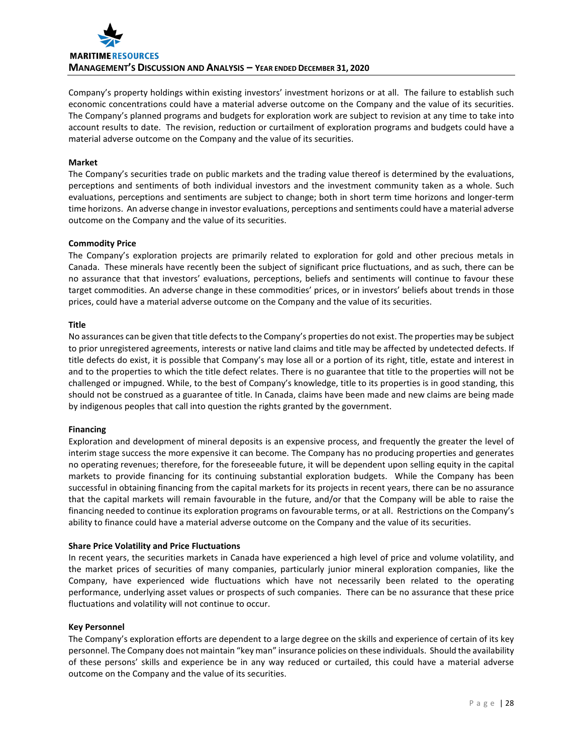Company's property holdings within existing investors' investment horizons or at all. The failure to establish such economic concentrations could have a material adverse outcome on the Company and the value of its securities. The Company's planned programs and budgets for exploration work are subject to revision at any time to take into account results to date. The revision, reduction or curtailment of exploration programs and budgets could have a material adverse outcome on the Company and the value of its securities.

**Market**

The Company's securities trade on public markets and the trading value thereof is determined by the evaluations, perceptions and sentiments of both individual investors and the investment community taken as a whole. Such evaluations, perceptions and sentiments are subject to change; both in short term time horizons and longer-term time horizons. An adverse change in investor evaluations, perceptions and sentiments could have a material adverse outcome on the Company and the value of its securities.

**Commodity Price**

The Company's exploration projects are primarily related to exploration for gold and other precious metals in Canada. These minerals have recently been the subject of significant price fluctuations, and as such, there can be no assurance that that investors' evaluations, perceptions, beliefs and sentiments will continue to favour these target commodities. An adverse change in these commodities' prices, or in investors' beliefs about trends in those prices, could have a material adverse outcome on the Company and the value of its securities.

**Title**

No assurances can be given that title defects to the Company's properties do not exist. The properties may be subject to prior unregistered agreements, interests or native land claims and title may be affected by undetected defects. If title defects do exist, it is possible that Company's may lose all or a portion of its right, title, estate and interest in and to the properties to which the title defect relates. There is no guarantee that title to the properties will not be challenged or impugned. While, to the best of Company's knowledge, title to its properties is in good standing, this should not be construed as a guarantee of title. In Canada, claims have been made and new claims are being made by indigenous peoples that call into question the rights granted by the government.

**Financing**

Exploration and development of mineral deposits is an expensive process, and frequently the greater the level of interim stage success the more expensive it can become. The Company has no producing properties and generates no operating revenues; therefore, for the foreseeable future, it will be dependent upon selling equity in the capital markets to provide financing for its continuing substantial exploration budgets. While the Company has been successful in obtaining financing from the capital markets for its projects in recent years, there can be no assurance that the capital markets will remain favourable in the future, and/or that the Company will be able to raise the financing needed to continue its exploration programs on favourable terms, or at all. Restrictions on the Company's ability to finance could have a material adverse outcome on the Company and the value of its securities.

**Share Price Volatility and Price Fluctuations**

In recent years, the securities markets in Canada have experienced a high level of price and volume volatility, and the market prices of securities of many companies, particularly junior mineral exploration companies, like the Company, have experienced wide fluctuations which have not necessarily been related to the operating performance, underlying asset values or prospects of such companies. There can be no assurance that these price fluctuations and volatility will not continue to occur.

**Key Personnel**

The Company's exploration efforts are dependent to a large degree on the skills and experience of certain of its key personnel. The Company does not maintain "key man" insurance policies on these individuals. Should the availability of these persons' skills and experience be in any way reduced or curtailed, this could have a material adverse outcome on the Company and the value of its securities.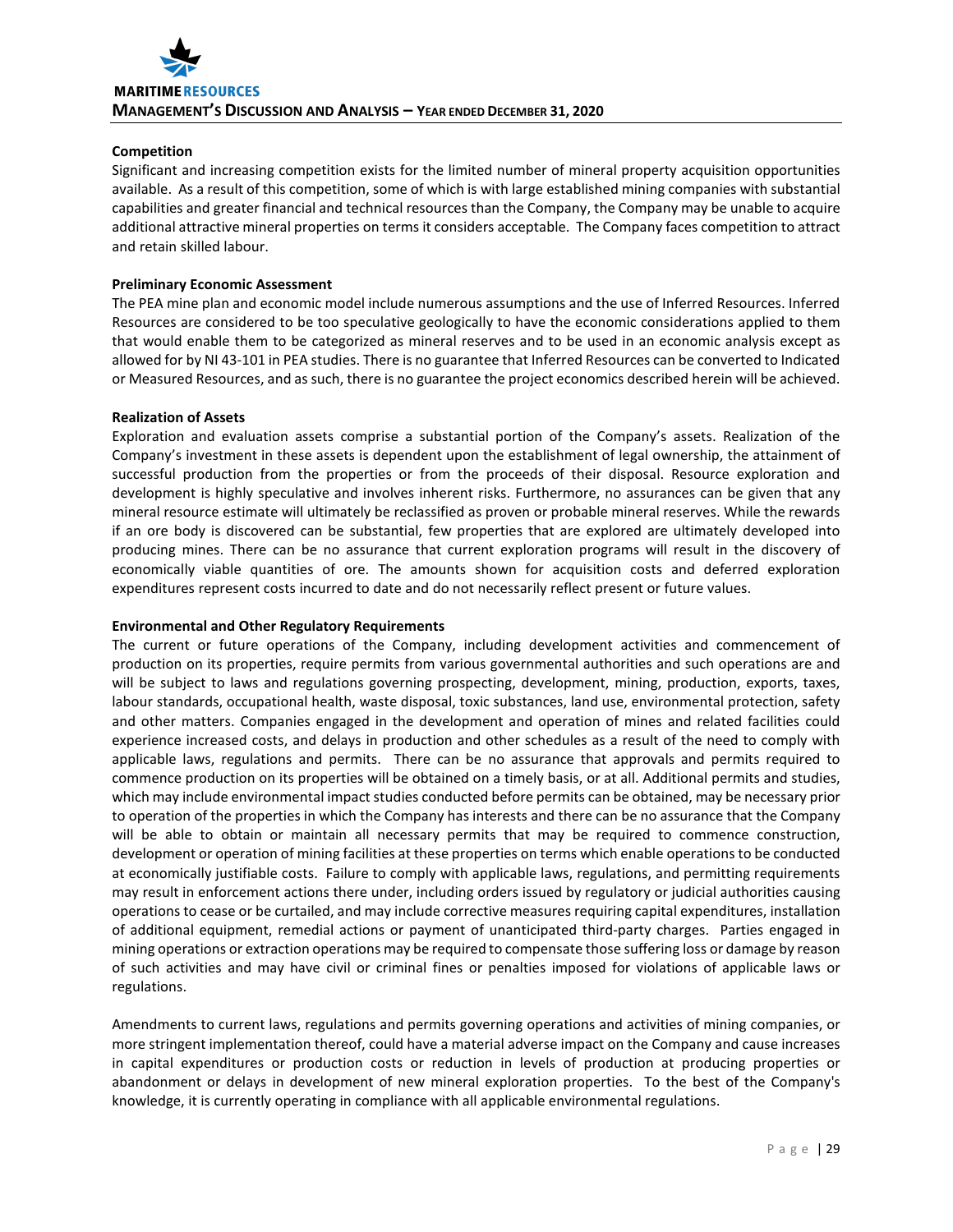**Competition**

Significant and increasing competition exists for the limited number of mineral property acquisition opportunities available. As a result of this competition, some of which is with large established mining companies with substantial capabilities and greater financial and technical resources than the Company, the Company may be unable to acquire additional attractive mineral properties on terms it considers acceptable. The Company faces competition to attract and retain skilled labour.

**Preliminary Economic Assessment**

The PEA mine plan and economic model include numerous assumptions and the use of Inferred Resources. Inferred Resources are considered to be too speculative geologically to have the economic considerations applied to them that would enable them to be categorized as mineral reserves and to be used in an economic analysis except as allowed for by NI 43-101 in PEA studies. There is no guarantee that Inferred Resources can be converted to Indicated or Measured Resources, and as such, there is no guarantee the project economics described herein will be achieved.

**Realization of Assets**

Exploration and evaluation assets comprise a substantial portion of the Company's assets. Realization of the Company's investment in these assets is dependent upon the establishment of legal ownership, the attainment of successful production from the properties or from the proceeds of their disposal. Resource exploration and development is highly speculative and involves inherent risks. Furthermore, no assurances can be given that any mineral resource estimate will ultimately be reclassified as proven or probable mineral reserves. While the rewards if an ore body is discovered can be substantial, few properties that are explored are ultimately developed into producing mines. There can be no assurance that current exploration programs will result in the discovery of economically viable quantities of ore. The amounts shown for acquisition costs and deferred exploration expenditures represent costs incurred to date and do not necessarily reflect present or future values.

**Environmental and Other Regulatory Requirements**

The current or future operations of the Company, including development activities and commencement of production on its properties, require permits from various governmental authorities and such operations are and will be subject to laws and regulations governing prospecting, development, mining, production, exports, taxes, labour standards, occupational health, waste disposal, toxic substances, land use, environmental protection, safety and other matters. Companies engaged in the development and operation of mines and related facilities could experience increased costs, and delays in production and other schedules as a result of the need to comply with applicable laws, regulations and permits. There can be no assurance that approvals and permits required to commence production on its properties will be obtained on a timely basis, or at all. Additional permits and studies, which may include environmental impact studies conducted before permits can be obtained, may be necessary prior to operation of the properties in which the Company has interests and there can be no assurance that the Company will be able to obtain or maintain all necessary permits that may be required to commence construction, development or operation of mining facilities at these properties on terms which enable operations to be conducted at economically justifiable costs. Failure to comply with applicable laws, regulations, and permitting requirements may result in enforcement actions there under, including orders issued by regulatory or judicial authorities causing operations to cease or be curtailed, and may include corrective measures requiring capital expenditures, installation of additional equipment, remedial actions or payment of unanticipated third-party charges. Parties engaged in mining operations or extraction operations may be required to compensate those suffering loss or damage by reason of such activities and may have civil or criminal fines or penalties imposed for violations of applicable laws or regulations.

Amendments to current laws, regulations and permits governing operations and activities of mining companies, or more stringent implementation thereof, could have a material adverse impact on the Company and cause increases in capital expenditures or production costs or reduction in levels of production at producing properties or abandonment or delays in development of new mineral exploration properties. To the best of the Company's knowledge, it is currently operating in compliance with all applicable environmental regulations.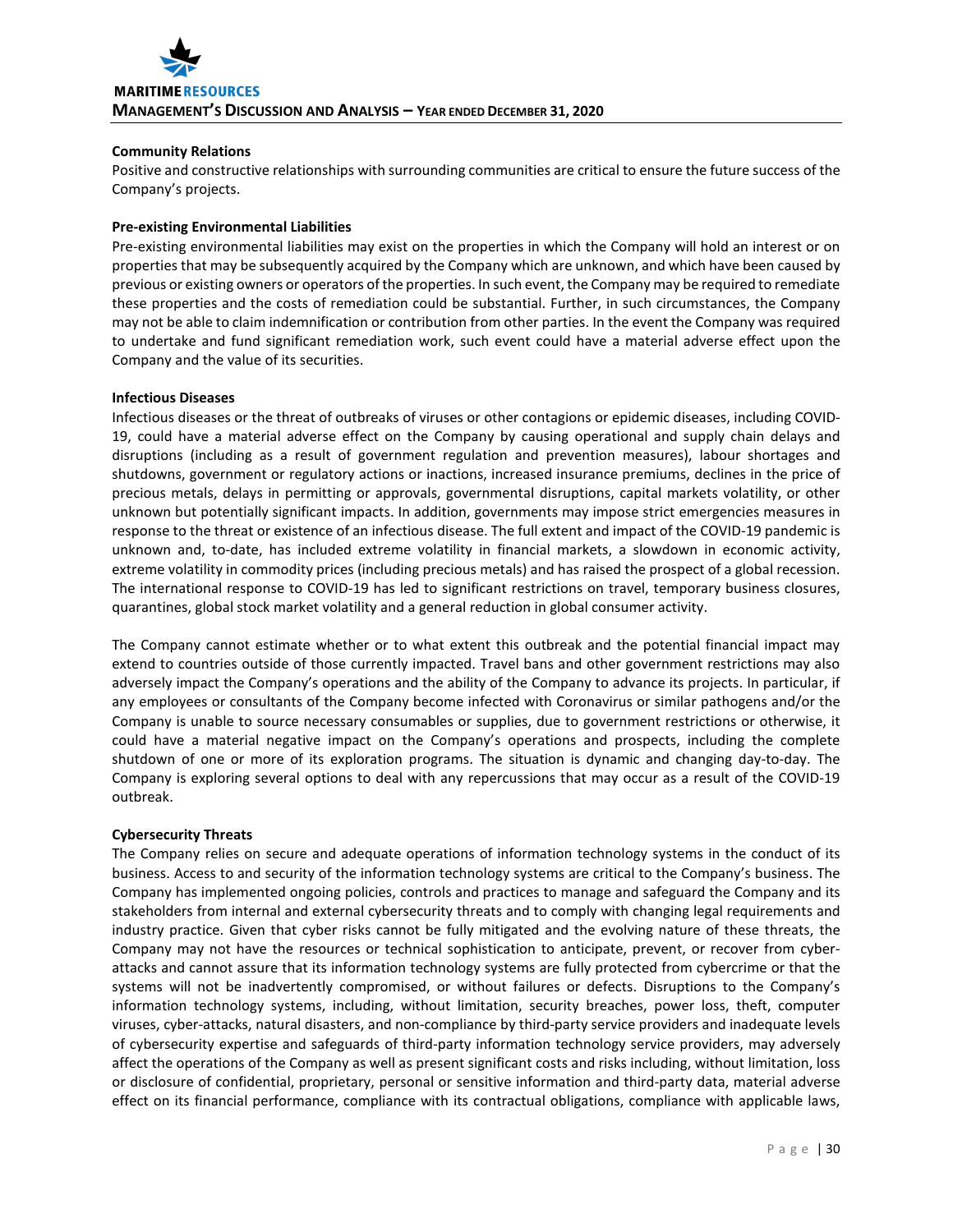**Community Relations**

Positive and constructive relationships with surrounding communities are critical to ensure the future success of the Company's projects.

**Pre-existing Environmental Liabilities**

Pre-existing environmental liabilities may exist on the properties in which the Company will hold an interest or on properties that may be subsequently acquired by the Company which are unknown, and which have been caused by previous or existing owners or operators of the properties. In such event, the Company may be required to remediate these properties and the costs of remediation could be substantial. Further, in such circumstances, the Company may not be able to claim indemnification or contribution from other parties. In the event the Company was required to undertake and fund significant remediation work, such event could have a material adverse effect upon the Company and the value of its securities.

**Infectious Diseases**

Infectious diseases or the threat of outbreaks of viruses or other contagions or epidemic diseases, including COVID-19, could have a material adverse effect on the Company by causing operational and supply chain delays and disruptions (including as a result of government regulation and prevention measures), labour shortages and shutdowns, government or regulatory actions or inactions, increased insurance premiums, declines in the price of precious metals, delays in permitting or approvals, governmental disruptions, capital markets volatility, or other unknown but potentially significant impacts. In addition, governments may impose strict emergencies measures in response to the threat or existence of an infectious disease. The full extent and impact of the COVID-19 pandemic is unknown and, to-date, has included extreme volatility in financial markets, a slowdown in economic activity, extreme volatility in commodity prices (including precious metals) and has raised the prospect of a global recession. The international response to COVID-19 has led to significant restrictions on travel, temporary business closures, quarantines, global stock market volatility and a general reduction in global consumer activity.

The Company cannot estimate whether or to what extent this outbreak and the potential financial impact may extend to countries outside of those currently impacted. Travel bans and other government restrictions may also adversely impact the Company's operations and the ability of the Company to advance its projects. In particular, if any employees or consultants of the Company become infected with Coronavirus or similar pathogens and/or the Company is unable to source necessary consumables or supplies, due to government restrictions or otherwise, it could have a material negative impact on the Company's operations and prospects, including the complete shutdown of one or more of its exploration programs. The situation is dynamic and changing day-to-day. The Company is exploring several options to deal with any repercussions that may occur as a result of the COVID-19 outbreak.

**Cybersecurity Threats**

The Company relies on secure and adequate operations of information technology systems in the conduct of its business. Access to and security of the information technology systems are critical to the Company's business. The Company has implemented ongoing policies, controls and practices to manage and safeguard the Company and its stakeholders from internal and external cybersecurity threats and to comply with changing legal requirements and industry practice. Given that cyber risks cannot be fully mitigated and the evolving nature of these threats, the Company may not have the resources or technical sophistication to anticipate, prevent, or recover from cyber-attacks and cannot assure that its information technology systems are fully protected from cybercrime or that the systems will not be inadvertently compromised, or without failures or defects. Disruptions to the Company's information technology systems, including, without limitation, security breaches, power loss, theft, computer viruses, cyber-attacks, natural disasters, and non-compliance by third-party service providers and inadequate levels of cybersecurity expertise and safeguards of third-party information technology service providers, may adversely affect the operations of the Company as well as present significant costs and risks including, without limitation, loss or disclosure of confidential, proprietary, personal or sensitive information and third-party data, material adverse effect on its financial performance, compliance with its contractual obligations, compliance with applicable laws,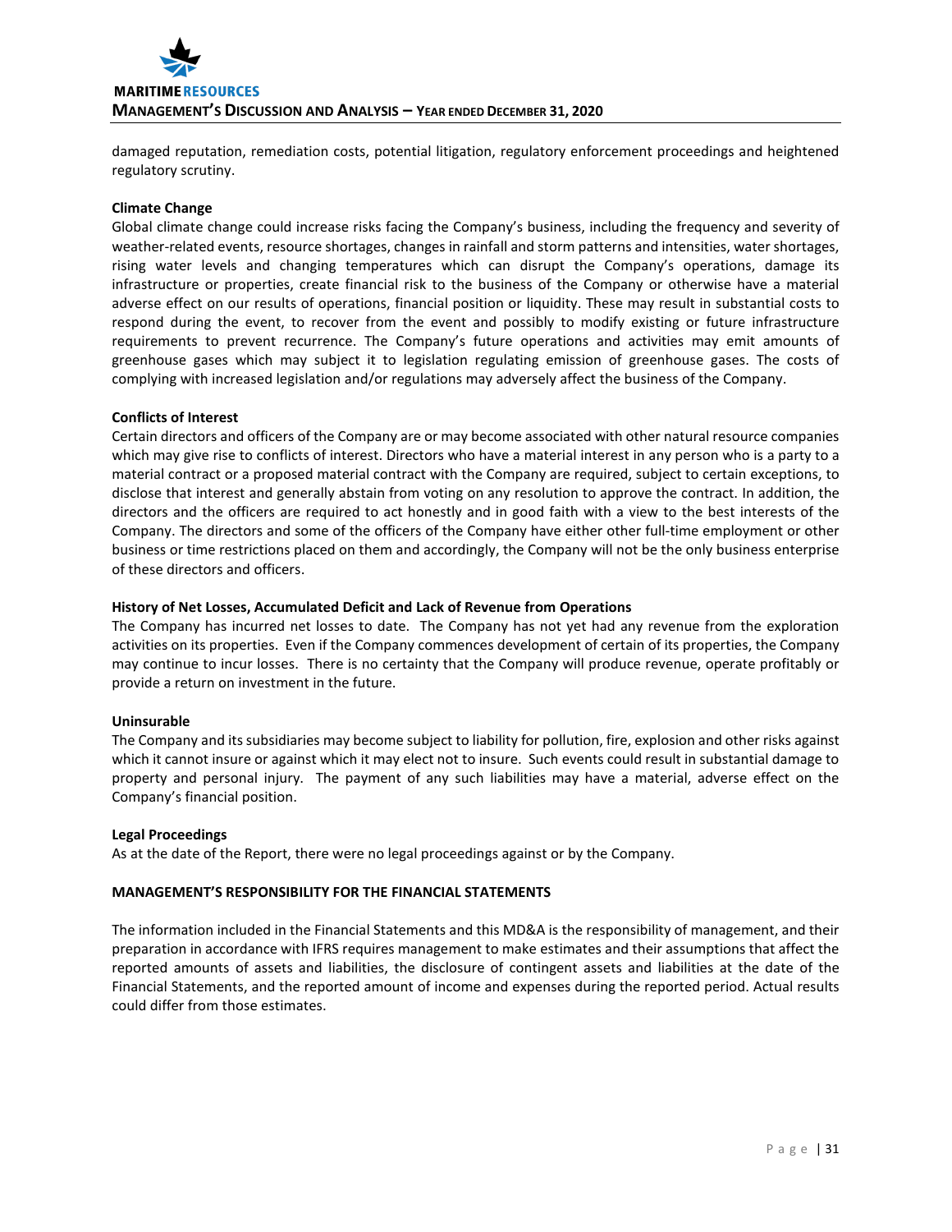damaged reputation, remediation costs, potential litigation, regulatory enforcement proceedings and heightened regulatory scrutiny.

**Climate Change**

Global climate change could increase risks facing the Company's business, including the frequency and severity of weather-related events, resource shortages, changes in rainfall and storm patterns and intensities, water shortages, rising water levels and changing temperatures which can disrupt the Company's operations, damage its infrastructure or properties, create financial risk to the business of the Company or otherwise have a material adverse effect on our results of operations, financial position or liquidity. These may result in substantial costs to respond during the event, to recover from the event and possibly to modify existing or future infrastructure requirements to prevent recurrence. The Company's future operations and activities may emit amounts of greenhouse gases which may subject it to legislation regulating emission of greenhouse gases. The costs of complying with increased legislation and/or regulations may adversely affect the business of the Company.

**Conflicts of Interest**

Certain directors and officers of the Company are or may become associated with other natural resource companies which may give rise to conflicts of interest. Directors who have a material interest in any person who is a party to a material contract or a proposed material contract with the Company are required, subject to certain exceptions, to disclose that interest and generally abstain from voting on any resolution to approve the contract. In addition, the directors and the officers are required to act honestly and in good faith with a view to the best interests of the Company. The directors and some of the officers of the Company have either other full-time employment or other business or time restrictions placed on them and accordingly, the Company will not be the only business enterprise of these directors and officers.

**History of Net Losses, Accumulated Deficit and Lack of Revenue from Operations**

The Company has incurred net losses to date. The Company has not yet had any revenue from the exploration activities on its properties. Even if the Company commences development of certain of its properties, the Company may continue to incur losses. There is no certainty that the Company will produce revenue, operate profitably or provide a return on investment in the future.

**Uninsurable**

The Company and its subsidiaries may become subject to liability for pollution, fire, explosion and other risks against which it cannot insure or against which it may elect not to insure. Such events could result in substantial damage to property and personal injury. The payment of any such liabilities may have a material, adverse effect on the Company's financial position.

**Legal Proceedings**

As at the date of the Report, there were no legal proceedings against or by the Company.

## MANAGEMENT'S RESPONSIBILITY FOR THE FINANCIAL STATEMENTS

The information included in the Financial Statements and this MD&A is the responsibility of management, and their preparation in accordance with IFRS requires management to make estimates and their assumptions that affect the reported amounts of assets and liabilities, the disclosure of contingent assets and liabilities at the date of the Financial Statements, and the reported amount of income and expenses during the reported period. Actual results could differ from those estimates.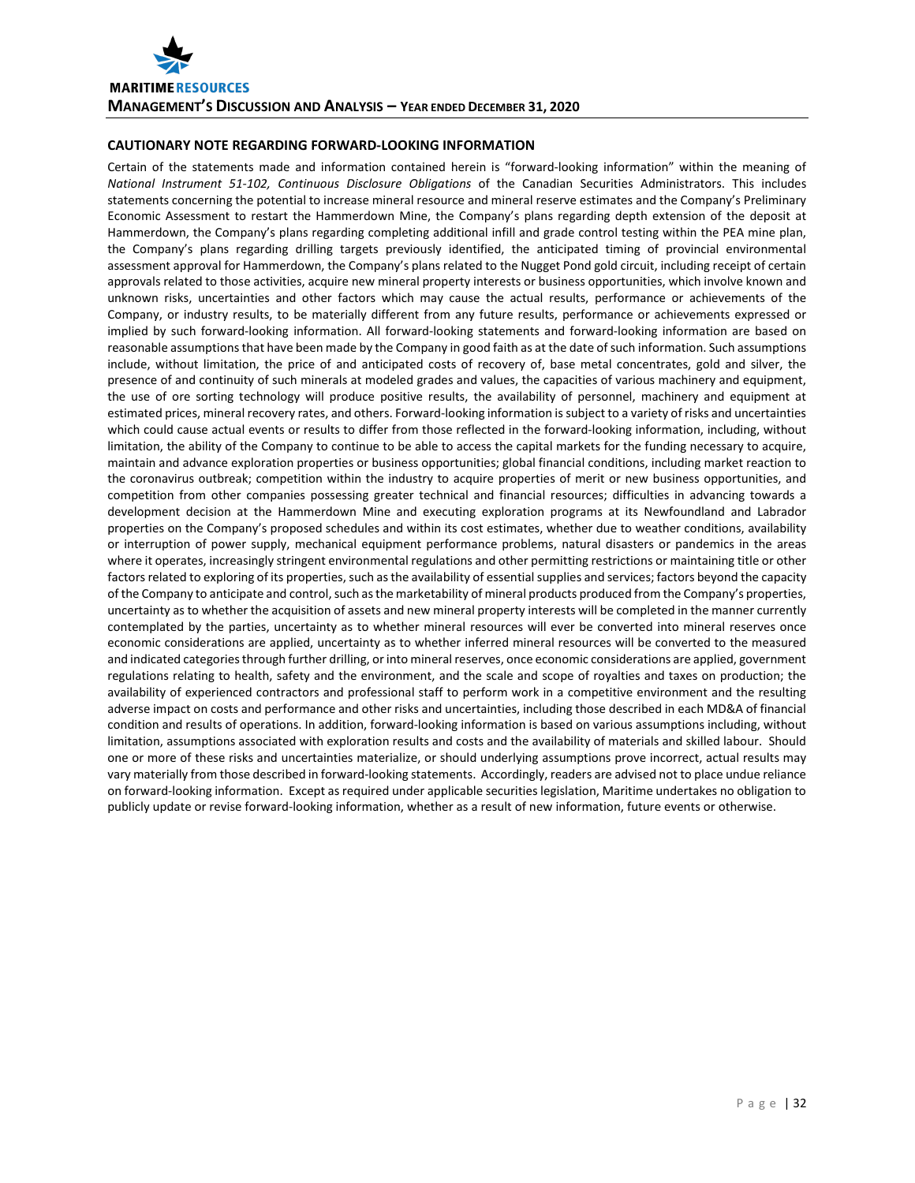## CAUTIONARY NOTE REGARDING FORWARD-LOOKING INFORMATION

Certain of the statements made and information contained herein is "forward-looking information" within the meaning of *National Instrument 51-102, Continuous Disclosure Obligations* of the Canadian Securities Administrators. This includes statements concerning the potential to increase mineral resource and mineral reserve estimates and the Company's Preliminary Economic Assessment to restart the Hammerdown Mine, the Company's plans regarding depth extension of the deposit at Hammerdown, the Company's plans regarding completing additional infill and grade control testing within the PEA mine plan, the Company's plans regarding drilling targets previously identified, the anticipated timing of provincial environmental assessment approval for Hammerdown, the Company's plans related to the Nugget Pond gold circuit, including receipt of certain approvals related to those activities, acquire new mineral property interests or business opportunities, which involve known and unknown risks, uncertainties and other factors which may cause the actual results, performance or achievements of the Company, or industry results, to be materially different from any future results, performance or achievements expressed or implied by such forward-looking information. All forward-looking statements and forward-looking information are based on reasonable assumptions that have been made by the Company in good faith as at the date of such information. Such assumptions include, without limitation, the price of and anticipated costs of recovery of, base metal concentrates, gold and silver, the presence of and continuity of such minerals at modeled grades and values, the capacities of various machinery and equipment, the use of ore sorting technology will produce positive results, the availability of personnel, machinery and equipment at estimated prices, mineral recovery rates, and others. Forward-looking information is subject to a variety of risks and uncertainties which could cause actual events or results to differ from those reflected in the forward-looking information, including, without limitation, the ability of the Company to continue to be able to access the capital markets for the funding necessary to acquire, maintain and advance exploration properties or business opportunities; global financial conditions, including market reaction to the coronavirus outbreak; competition within the industry to acquire properties of merit or new business opportunities, and competition from other companies possessing greater technical and financial resources; difficulties in advancing towards a development decision at the Hammerdown Mine and executing exploration programs at its Newfoundland and Labrador properties on the Company's proposed schedules and within its cost estimates, whether due to weather conditions, availability or interruption of power supply, mechanical equipment performance problems, natural disasters or pandemics in the areas where it operates, increasingly stringent environmental regulations and other permitting restrictions or maintaining title or other factors related to exploring of its properties, such as the availability of essential supplies and services; factors beyond the capacity of the Company to anticipate and control, such as the marketability of mineral products produced from the Company's properties, uncertainty as to whether the acquisition of assets and new mineral property interests will be completed in the manner currently contemplated by the parties, uncertainty as to whether mineral resources will ever be converted into mineral reserves once economic considerations are applied, uncertainty as to whether inferred mineral resources will be converted to the measured and indicated categories through further drilling, or into mineral reserves, once economic considerations are applied, government regulations relating to health, safety and the environment, and the scale and scope of royalties and taxes on production; the availability of experienced contractors and professional staff to perform work in a competitive environment and the resulting adverse impact on costs and performance and other risks and uncertainties, including those described in each MD&A of financial condition and results of operations. In addition, forward-looking information is based on various assumptions including, without limitation, assumptions associated with exploration results and costs and the availability of materials and skilled labour. Should one or more of these risks and uncertainties materialize, or should underlying assumptions prove incorrect, actual results may vary materially from those described in forward-looking statements. Accordingly, readers are advised not to place undue reliance on forward-looking information. Except as required under applicable securities legislation, Maritime undertakes no obligation to publicly update or revise forward-looking information, whether as a result of new information, future events or otherwise.